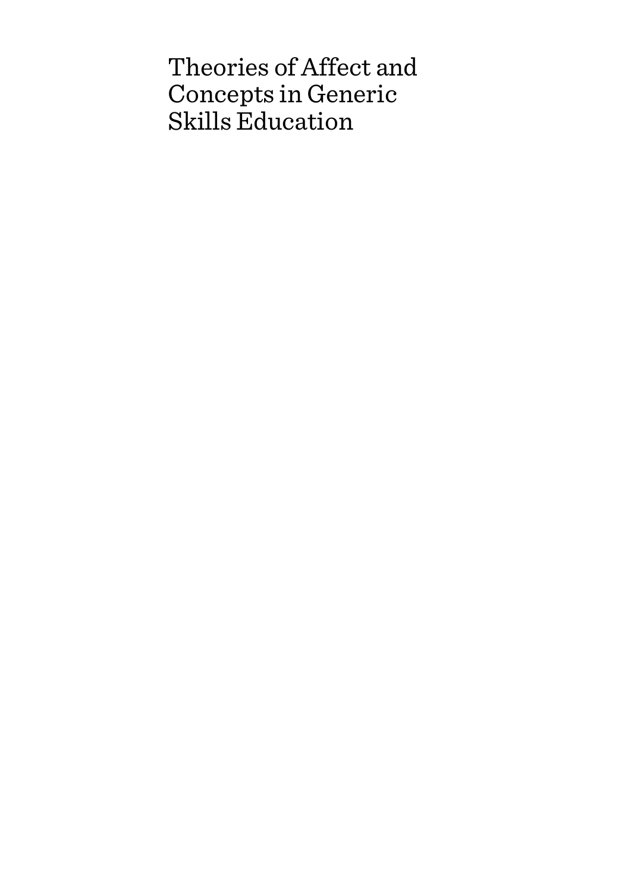# Theories of Affect and Concepts in Generic Skills Education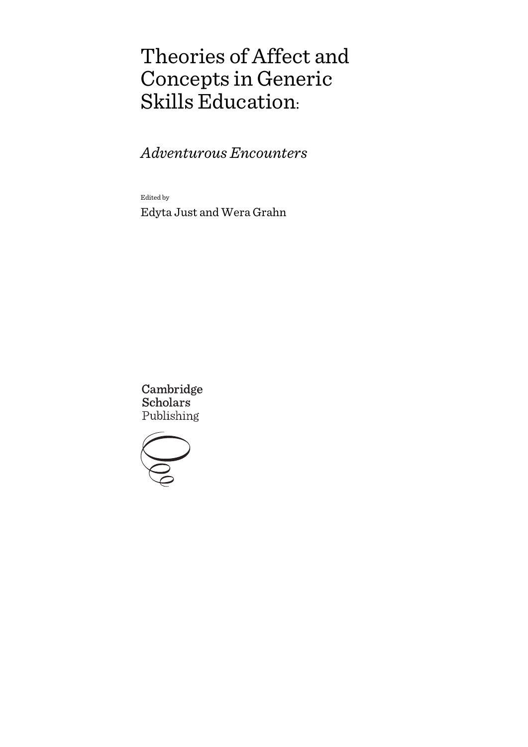# Theories of Affect and Concepts in Generic Skills Education:

## *Adventurous Encounters*

Edited by

Edyta Just and Wera Grahn

Cambridge Scholars Publishing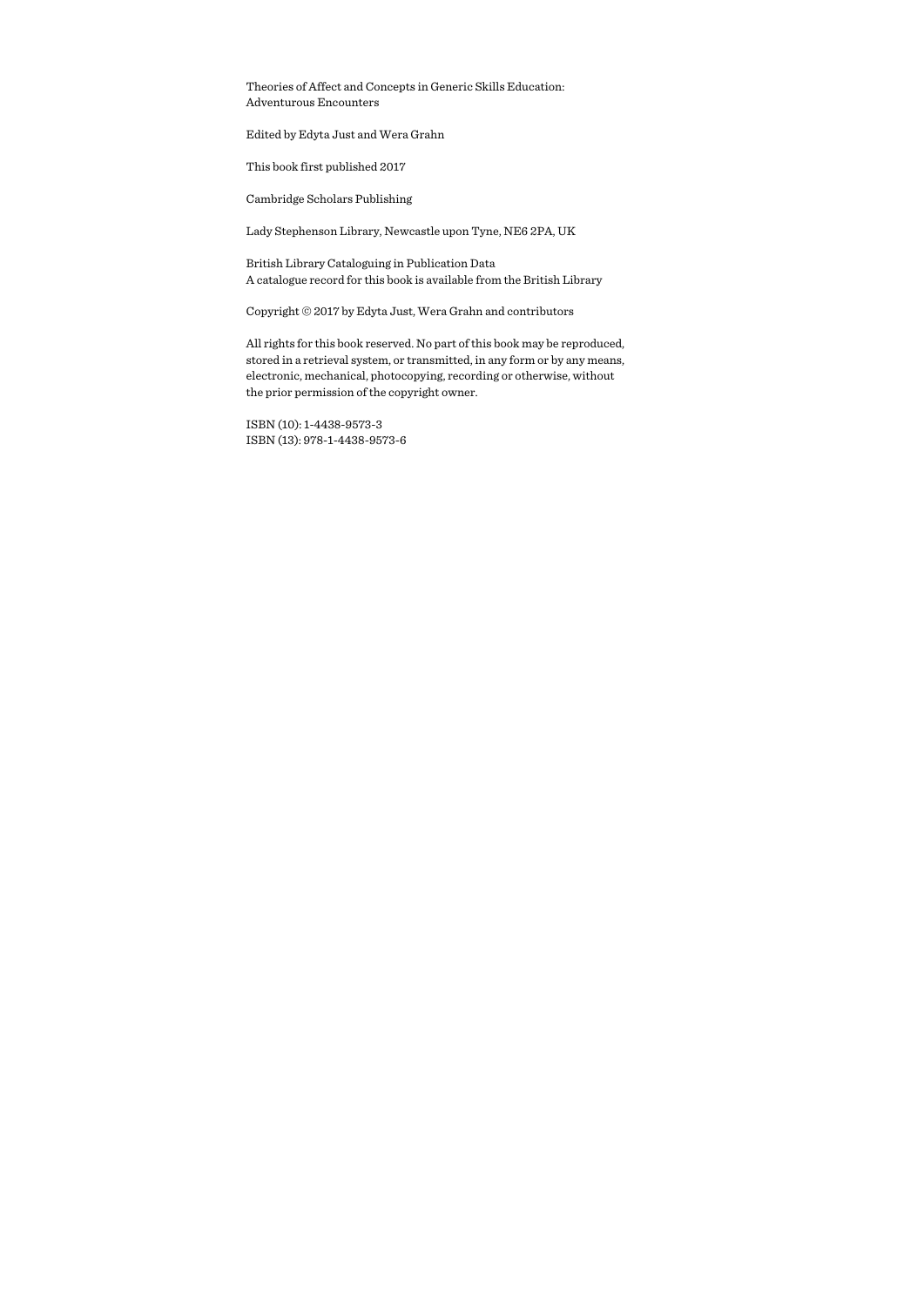Theories of Affect and Concepts in Generic Skills Education:
Adventurous Encounters

Edited by Edyta Just and Wera Grahn

This book first published 2017

Cambridge Scholars Publishing

Lady Stephenson Library, Newcastle upon Tyne, NE6 2PA, UK

British Library Cataloguing in Publication Data
A catalogue record for this book is available from the British Library

Copyright © 2017 by Edyta Just, Wera Grahn and contributors

All rights for this book reserved. No part of this book may be reproduced, stored in a retrieval system, or transmitted, in any form or by any means, electronic, mechanical, photocopying, recording or otherwise, without the prior permission of the copyright owner.

ISBN (10): 1-4438-9573-3
ISBN (13): 978-1-4438-9573-6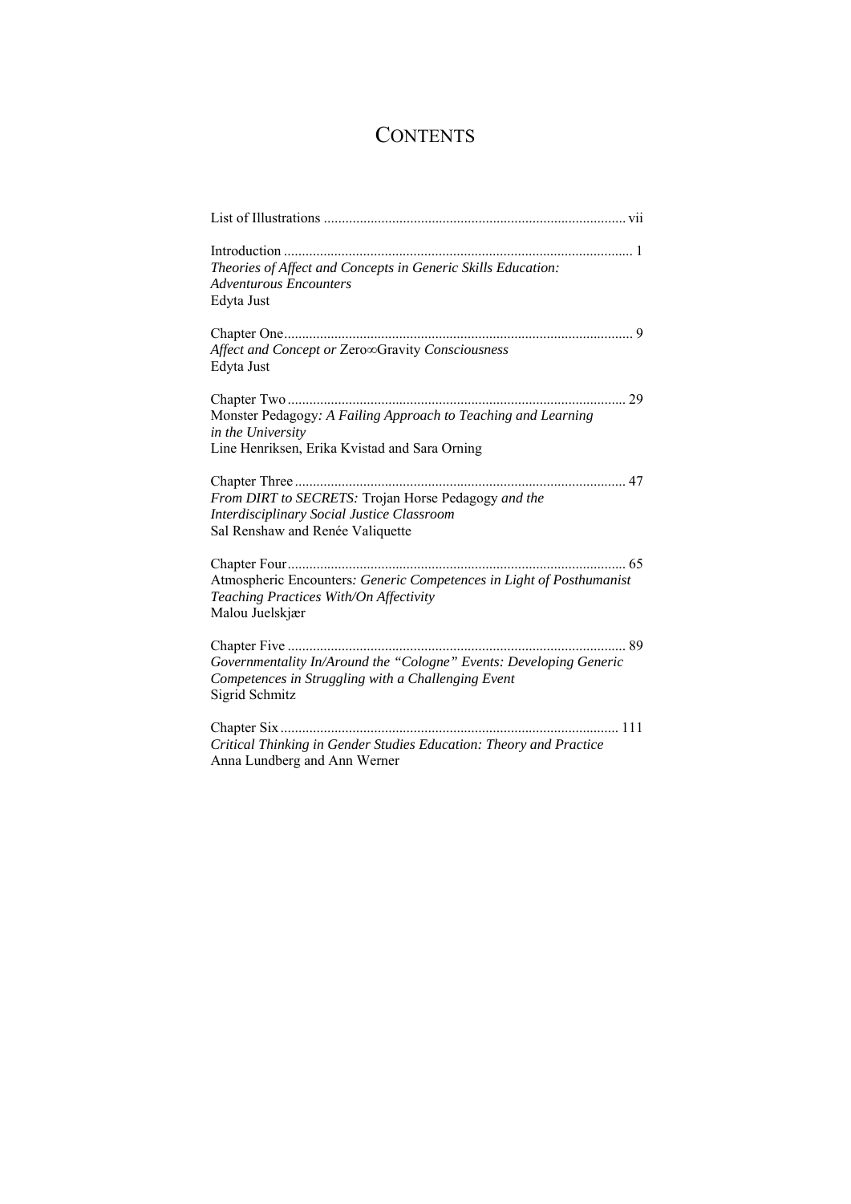# Contents

List of Illustrations ................................................................................... vii

Introduction ................................................................................................ 1
*Theories of Affect and Concepts in Generic Skills Education: Adventurous Encounters*
Edyta Just

Chapter One................................................................................................ 9
*Affect and Concept or* Zero∞Gravity *Consciousness*
Edyta Just

Chapter Two ............................................................................................. 29
Monster Pedagogy*: A Failing Approach to Teaching and Learning in the University*
Line Henriksen, Erika Kvistad and Sara Orning

Chapter Three ........................................................................................... 47
*From DIRT to SECRETS:* Trojan Horse Pedagogy *and the Interdisciplinary Social Justice Classroom*
Sal Renshaw and Renée Valiquette

Chapter Four............................................................................................. 65
Atmospheric Encounters*: Generic Competences in Light of Posthumanist Teaching Practices With/On Affectivity*
Malou Juelskjær

Chapter Five ............................................................................................. 89
*Governmentality In/Around the "Cologne" Events: Developing Generic Competences in Struggling with a Challenging Event*
Sigrid Schmitz

Chapter Six ............................................................................................. 111
*Critical Thinking in Gender Studies Education: Theory and Practice*
Anna Lundberg and Ann Werner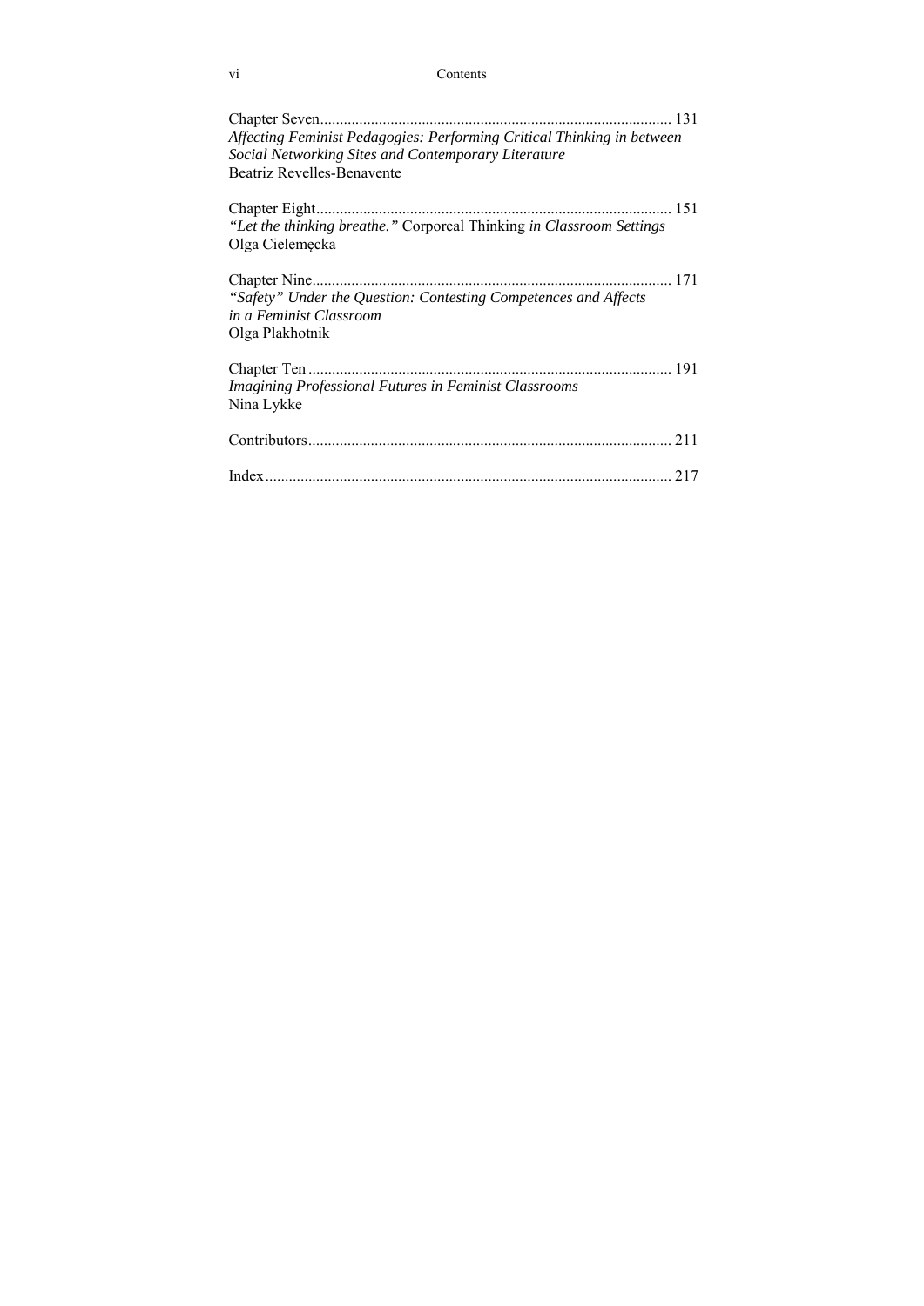Chapter Seven........................................................................................ 131
*Affecting Feminist Pedagogies: Performing Critical Thinking in between Social Networking Sites and Contemporary Literature*
Beatriz Revelles-Benavente

Chapter Eight......................................................................................... 151
*"Let the thinking breathe."* Corporeal Thinking *in Classroom Settings*
Olga Cielemęcka

Chapter Nine.......................................................................................... 171
*"Safety" Under the Question: Contesting Competences and Affects in a Feminist Classroom*
Olga Plakhotnik

Chapter Ten........................................................................................... 191
*Imagining Professional Futures in Feminist Classrooms*
Nina Lykke

Contributors........................................................................................... 211

Index...................................................................................................... 217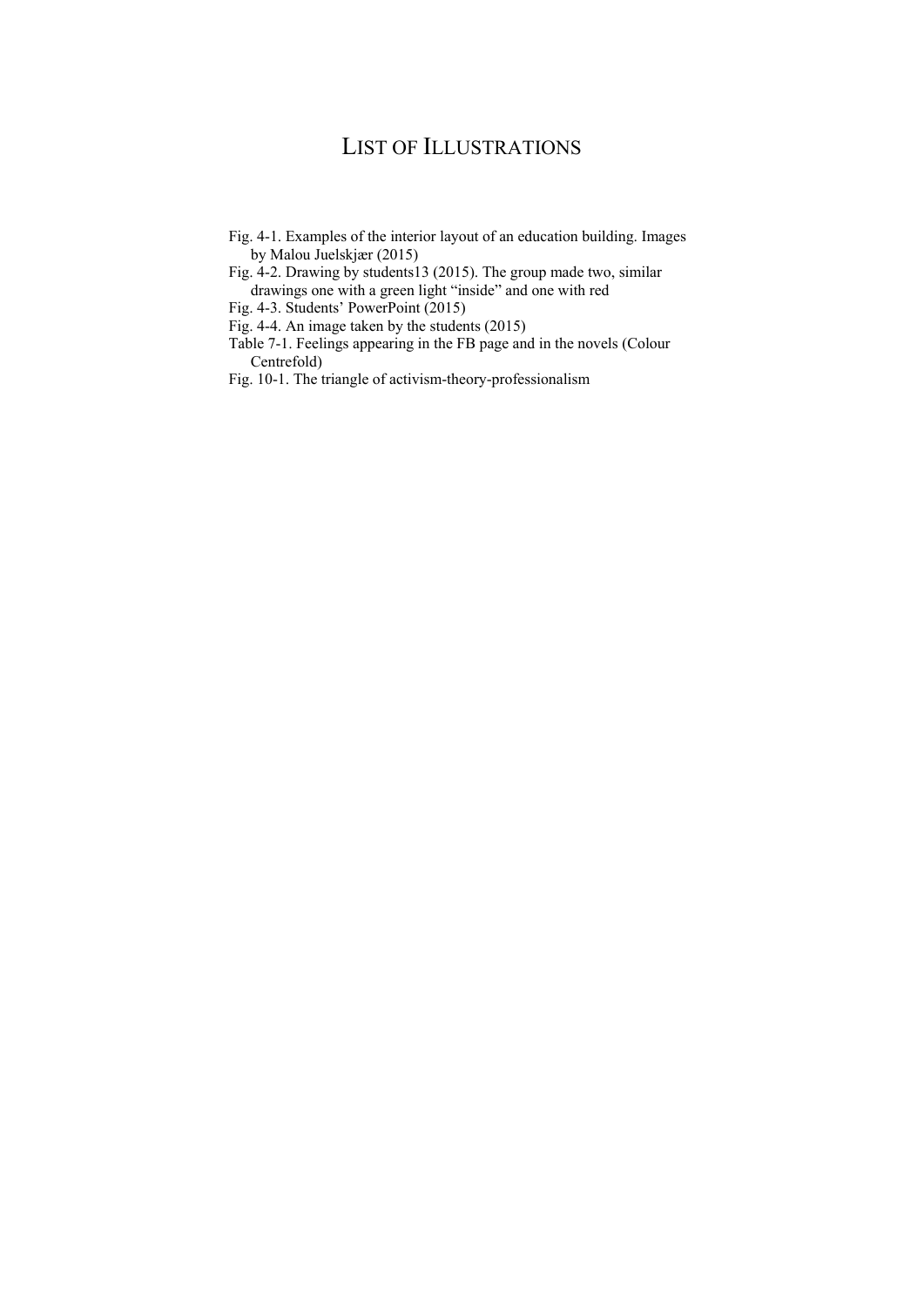# LIST OF ILLUSTRATIONS

Fig. 4-1. Examples of the interior layout of an education building. Images by Malou Juelskjær (2015)

Fig. 4-2. Drawing by students13 (2015). The group made two, similar drawings one with a green light "inside" and one with red

Fig. 4-3. Students' PowerPoint (2015)

Fig. 4-4. An image taken by the students (2015)

Table 7-1. Feelings appearing in the FB page and in the novels (Colour Centrefold)

Fig. 10-1. The triangle of activism-theory-professionalism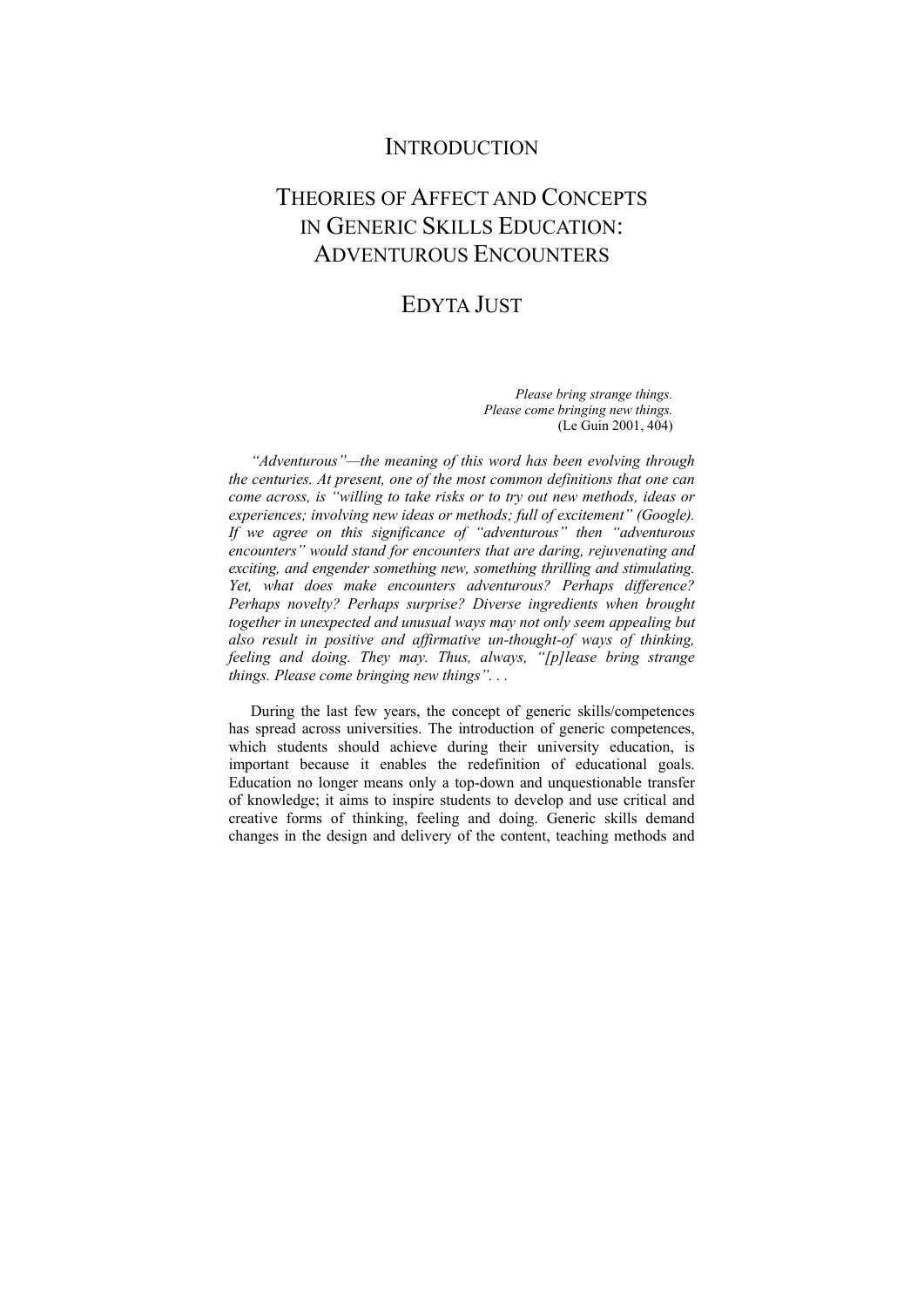# INTRODUCTION

# THEORIES OF AFFECT AND CONCEPTS IN GENERIC SKILLS EDUCATION: ADVENTUROUS ENCOUNTERS

## EDYTA JUST

> *Please bring strange things.*
> *Please come bringing new things.*
> (Le Guin 2001, 404)

*"Adventurous"—the meaning of this word has been evolving through the centuries. At present, one of the most common definitions that one can come across, is "willing to take risks or to try out new methods, ideas or experiences; involving new ideas or methods; full of excitement" (Google). If we agree on this significance of "adventurous" then "adventurous encounters" would stand for encounters that are daring, rejuvenating and exciting, and engender something new, something thrilling and stimulating. Yet, what does make encounters adventurous? Perhaps difference? Perhaps novelty? Perhaps surprise? Diverse ingredients when brought together in unexpected and unusual ways may not only seem appealing but also result in positive and affirmative un-thought-of ways of thinking, feeling and doing. They may. Thus, always, "[p]lease bring strange things. Please come bringing new things". . .*

During the last few years, the concept of generic skills/competences has spread across universities. The introduction of generic competences, which students should achieve during their university education, is important because it enables the redefinition of educational goals. Education no longer means only a top-down and unquestionable transfer of knowledge; it aims to inspire students to develop and use critical and creative forms of thinking, feeling and doing. Generic skills demand changes in the design and delivery of the content, teaching methods and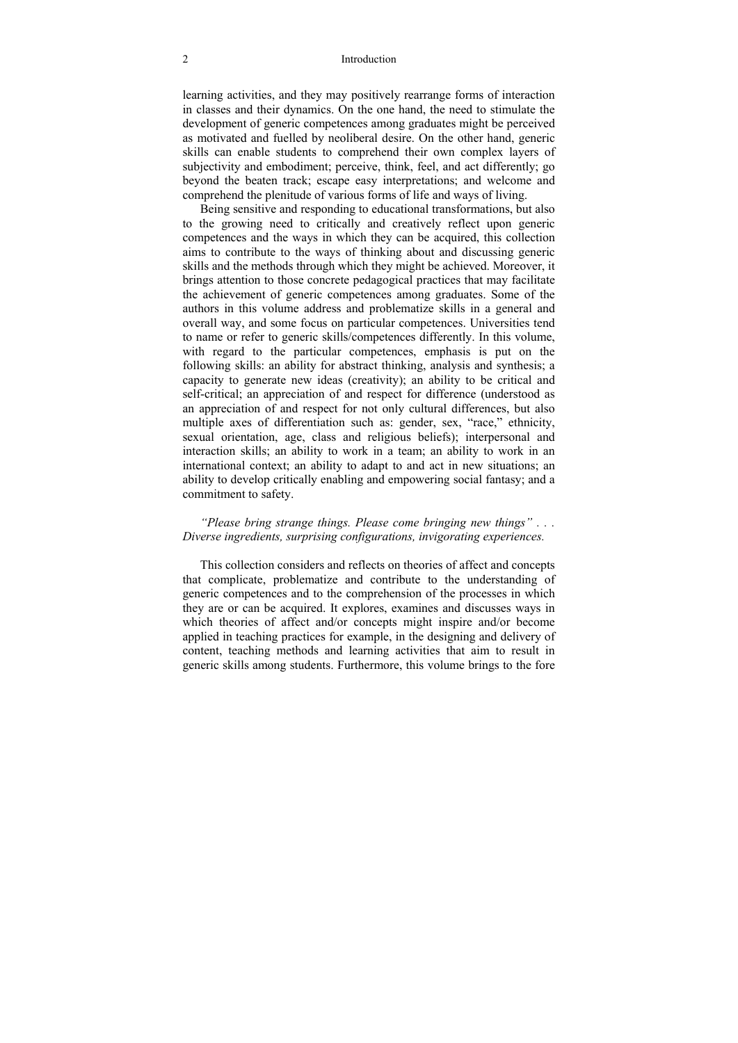learning activities, and they may positively rearrange forms of interaction in classes and their dynamics. On the one hand, the need to stimulate the development of generic competences among graduates might be perceived as motivated and fuelled by neoliberal desire. On the other hand, generic skills can enable students to comprehend their own complex layers of subjectivity and embodiment; perceive, think, feel, and act differently; go beyond the beaten track; escape easy interpretations; and welcome and comprehend the plenitude of various forms of life and ways of living.

Being sensitive and responding to educational transformations, but also to the growing need to critically and creatively reflect upon generic competences and the ways in which they can be acquired, this collection aims to contribute to the ways of thinking about and discussing generic skills and the methods through which they might be achieved. Moreover, it brings attention to those concrete pedagogical practices that may facilitate the achievement of generic competences among graduates. Some of the authors in this volume address and problematize skills in a general and overall way, and some focus on particular competences. Universities tend to name or refer to generic skills/competences differently. In this volume, with regard to the particular competences, emphasis is put on the following skills: an ability for abstract thinking, analysis and synthesis; a capacity to generate new ideas (creativity); an ability to be critical and self-critical; an appreciation of and respect for difference (understood as an appreciation of and respect for not only cultural differences, but also multiple axes of differentiation such as: gender, sex, "race," ethnicity, sexual orientation, age, class and religious beliefs); interpersonal and interaction skills; an ability to work in a team; an ability to work in an international context; an ability to adapt to and act in new situations; an ability to develop critically enabling and empowering social fantasy; and a commitment to safety.

*"Please bring strange things. Please come bringing new things" . . . Diverse ingredients, surprising configurations, invigorating experiences.*

This collection considers and reflects on theories of affect and concepts that complicate, problematize and contribute to the understanding of generic competences and to the comprehension of the processes in which they are or can be acquired. It explores, examines and discusses ways in which theories of affect and/or concepts might inspire and/or become applied in teaching practices for example, in the designing and delivery of content, teaching methods and learning activities that aim to result in generic skills among students. Furthermore, this volume brings to the fore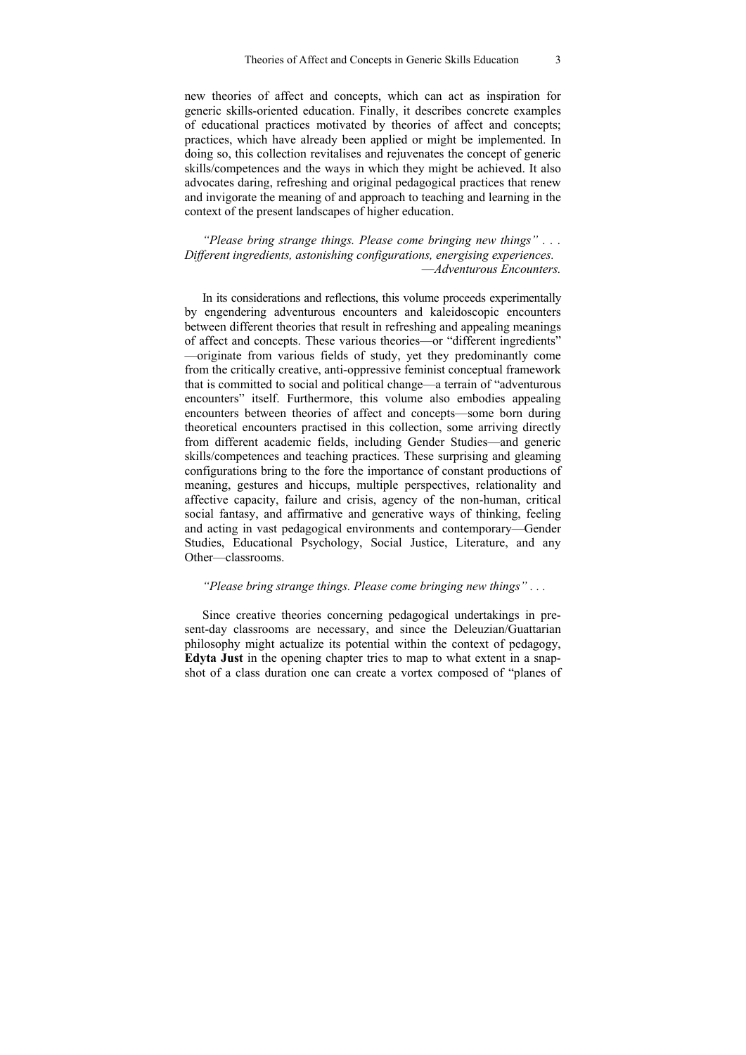new theories of affect and concepts, which can act as inspiration for generic skills-oriented education. Finally, it describes concrete examples of educational practices motivated by theories of affect and concepts; practices, which have already been applied or might be implemented. In doing so, this collection revitalises and rejuvenates the concept of generic skills/competences and the ways in which they might be achieved. It also advocates daring, refreshing and original pedagogical practices that renew and invigorate the meaning of and approach to teaching and learning in the context of the present landscapes of higher education.

*"Please bring strange things. Please come bringing new things" . . . Different ingredients, astonishing configurations, energising experiences.*
*—Adventurous Encounters.*

In its considerations and reflections, this volume proceeds experimentally by engendering adventurous encounters and kaleidoscopic encounters between different theories that result in refreshing and appealing meanings of affect and concepts. These various theories—or "different ingredients"—originate from various fields of study, yet they predominantly come from the critically creative, anti-oppressive feminist conceptual framework that is committed to social and political change—a terrain of "adventurous encounters" itself. Furthermore, this volume also embodies appealing encounters between theories of affect and concepts—some born during theoretical encounters practised in this collection, some arriving directly from different academic fields, including Gender Studies—and generic skills/competences and teaching practices. These surprising and gleaming configurations bring to the fore the importance of constant productions of meaning, gestures and hiccups, multiple perspectives, relationality and affective capacity, failure and crisis, agency of the non-human, critical social fantasy, and affirmative and generative ways of thinking, feeling and acting in vast pedagogical environments and contemporary—Gender Studies, Educational Psychology, Social Justice, Literature, and any Other—classrooms.

*"Please bring strange things. Please come bringing new things" . . .*

Since creative theories concerning pedagogical undertakings in present-day classrooms are necessary, and since the Deleuzian/Guattarian philosophy might actualize its potential within the context of pedagogy, **Edyta Just** in the opening chapter tries to map to what extent in a snapshot of a class duration one can create a vortex composed of "planes of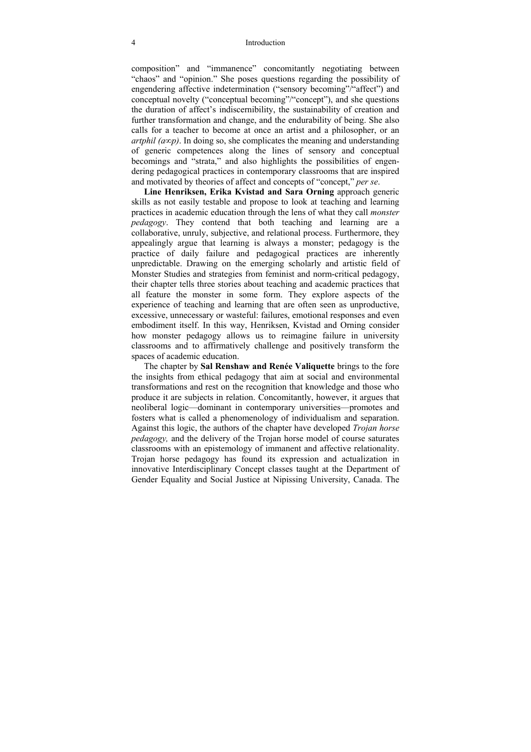composition" and "immanence" concomitantly negotiating between "chaos" and "opinion." She poses questions regarding the possibility of engendering affective indetermination ("sensory becoming"/"affect") and conceptual novelty ("conceptual becoming"/"concept"), and she questions the duration of affect's indiscernibility, the sustainability of creation and further transformation and change, and the endurability of being. She also calls for a teacher to become at once an artist and a philosopher, or an *artphil (a∞p)*. In doing so, she complicates the meaning and understanding of generic competences along the lines of sensory and conceptual becomings and "strata," and also highlights the possibilities of engendering pedagogical practices in contemporary classrooms that are inspired and motivated by theories of affect and concepts of "concept," *per se*.

**Line Henriksen, Erika Kvistad and Sara Orning** approach generic skills as not easily testable and propose to look at teaching and learning practices in academic education through the lens of what they call *monster pedagogy*. They contend that both teaching and learning are a collaborative, unruly, subjective, and relational process. Furthermore, they appealingly argue that learning is always a monster; pedagogy is the practice of daily failure and pedagogical practices are inherently unpredictable. Drawing on the emerging scholarly and artistic field of Monster Studies and strategies from feminist and norm-critical pedagogy, their chapter tells three stories about teaching and academic practices that all feature the monster in some form. They explore aspects of the experience of teaching and learning that are often seen as unproductive, excessive, unnecessary or wasteful: failures, emotional responses and even embodiment itself. In this way, Henriksen, Kvistad and Orning consider how monster pedagogy allows us to reimagine failure in university classrooms and to affirmatively challenge and positively transform the spaces of academic education.

The chapter by **Sal Renshaw and Renée Valiquette** brings to the fore the insights from ethical pedagogy that aim at social and environmental transformations and rest on the recognition that knowledge and those who produce it are subjects in relation. Concomitantly, however, it argues that neoliberal logic—dominant in contemporary universities—promotes and fosters what is called a phenomenology of individualism and separation. Against this logic, the authors of the chapter have developed *Trojan horse pedagogy,* and the delivery of the Trojan horse model of course saturates classrooms with an epistemology of immanent and affective relationality. Trojan horse pedagogy has found its expression and actualization in innovative Interdisciplinary Concept classes taught at the Department of Gender Equality and Social Justice at Nipissing University, Canada. The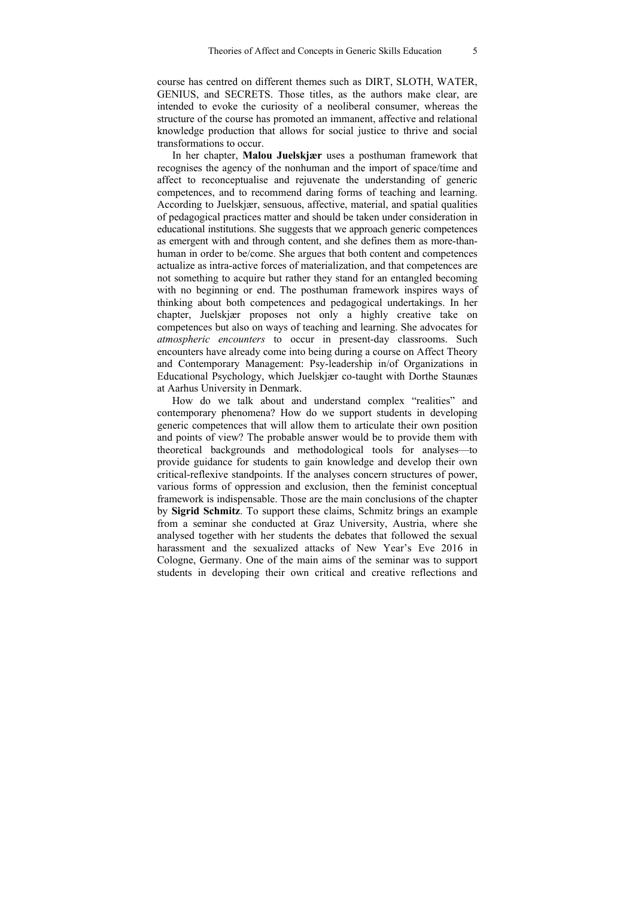course has centred on different themes such as DIRT, SLOTH, WATER, GENIUS, and SECRETS. Those titles, as the authors make clear, are intended to evoke the curiosity of a neoliberal consumer, whereas the structure of the course has promoted an immanent, affective and relational knowledge production that allows for social justice to thrive and social transformations to occur.

In her chapter, **Malou Juelskjær** uses a posthuman framework that recognises the agency of the nonhuman and the import of space/time and affect to reconceptualise and rejuvenate the understanding of generic competences, and to recommend daring forms of teaching and learning. According to Juelskjær, sensuous, affective, material, and spatial qualities of pedagogical practices matter and should be taken under consideration in educational institutions. She suggests that we approach generic competences as emergent with and through content, and she defines them as more-than-human in order to be/come. She argues that both content and competences actualize as intra-active forces of materialization, and that competences are not something to acquire but rather they stand for an entangled becoming with no beginning or end. The posthuman framework inspires ways of thinking about both competences and pedagogical undertakings. In her chapter, Juelskjær proposes not only a highly creative take on competences but also on ways of teaching and learning. She advocates for *atmospheric encounters* to occur in present-day classrooms. Such encounters have already come into being during a course on Affect Theory and Contemporary Management: Psy-leadership in/of Organizations in Educational Psychology, which Juelskjær co-taught with Dorthe Staunæs at Aarhus University in Denmark.

How do we talk about and understand complex "realities" and contemporary phenomena? How do we support students in developing generic competences that will allow them to articulate their own position and points of view? The probable answer would be to provide them with theoretical backgrounds and methodological tools for analyses—to provide guidance for students to gain knowledge and develop their own critical-reflexive standpoints. If the analyses concern structures of power, various forms of oppression and exclusion, then the feminist conceptual framework is indispensable. Those are the main conclusions of the chapter by **Sigrid Schmitz**. To support these claims, Schmitz brings an example from a seminar she conducted at Graz University, Austria, where she analysed together with her students the debates that followed the sexual harassment and the sexualized attacks of New Year's Eve 2016 in Cologne, Germany. One of the main aims of the seminar was to support students in developing their own critical and creative reflections and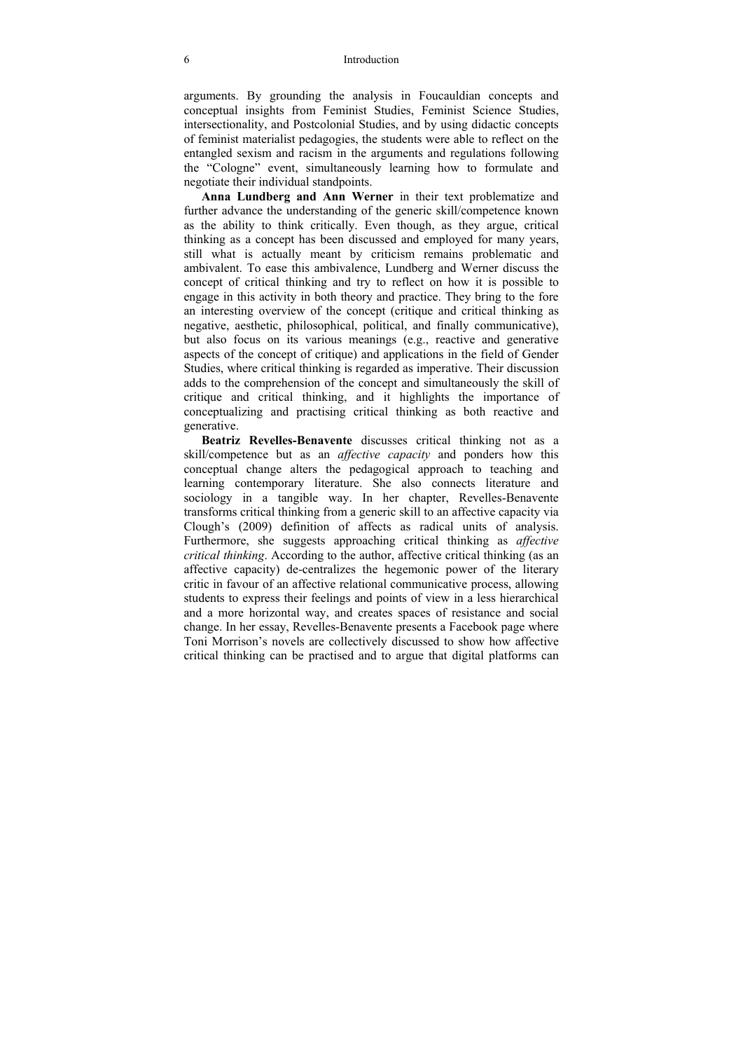arguments. By grounding the analysis in Foucauldian concepts and conceptual insights from Feminist Studies, Feminist Science Studies, intersectionality, and Postcolonial Studies, and by using didactic concepts of feminist materialist pedagogies, the students were able to reflect on the entangled sexism and racism in the arguments and regulations following the "Cologne" event, simultaneously learning how to formulate and negotiate their individual standpoints.

**Anna Lundberg and Ann Werner** in their text problematize and further advance the understanding of the generic skill/competence known as the ability to think critically. Even though, as they argue, critical thinking as a concept has been discussed and employed for many years, still what is actually meant by criticism remains problematic and ambivalent. To ease this ambivalence, Lundberg and Werner discuss the concept of critical thinking and try to reflect on how it is possible to engage in this activity in both theory and practice. They bring to the fore an interesting overview of the concept (critique and critical thinking as negative, aesthetic, philosophical, political, and finally communicative), but also focus on its various meanings (e.g., reactive and generative aspects of the concept of critique) and applications in the field of Gender Studies, where critical thinking is regarded as imperative. Their discussion adds to the comprehension of the concept and simultaneously the skill of critique and critical thinking, and it highlights the importance of conceptualizing and practising critical thinking as both reactive and generative.

**Beatriz Revelles-Benavente** discusses critical thinking not as a skill/competence but as an *affective capacity* and ponders how this conceptual change alters the pedagogical approach to teaching and learning contemporary literature. She also connects literature and sociology in a tangible way. In her chapter, Revelles-Benavente transforms critical thinking from a generic skill to an affective capacity via Clough's (2009) definition of affects as radical units of analysis. Furthermore, she suggests approaching critical thinking as *affective critical thinking*. According to the author, affective critical thinking (as an affective capacity) de-centralizes the hegemonic power of the literary critic in favour of an affective relational communicative process, allowing students to express their feelings and points of view in a less hierarchical and a more horizontal way, and creates spaces of resistance and social change. In her essay, Revelles-Benavente presents a Facebook page where Toni Morrison's novels are collectively discussed to show how affective critical thinking can be practised and to argue that digital platforms can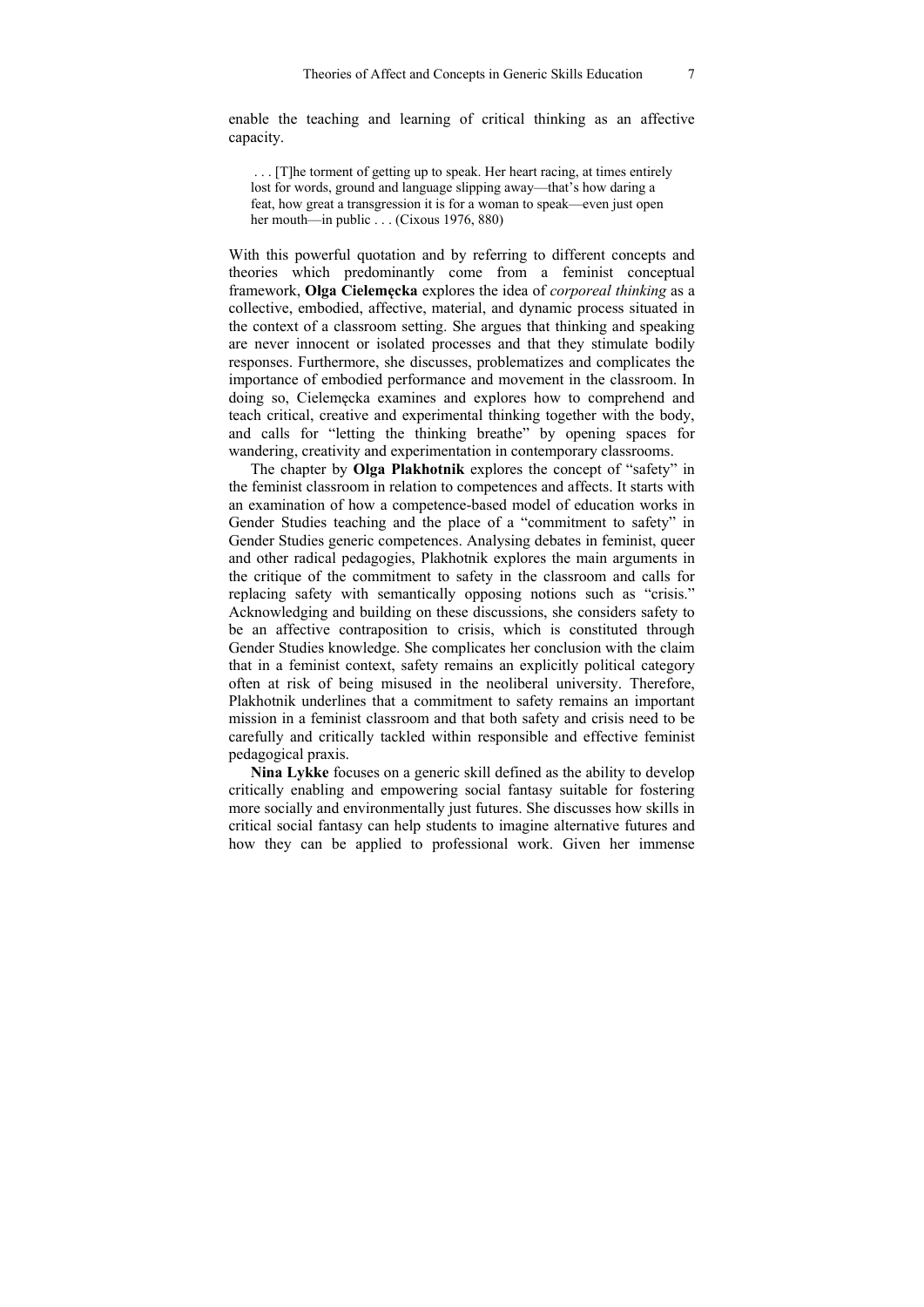enable the teaching and learning of critical thinking as an affective capacity.

> . . . [T]he torment of getting up to speak. Her heart racing, at times entirely lost for words, ground and language slipping away—that's how daring a feat, how great a transgression it is for a woman to speak—even just open her mouth—in public . . . (Cixous 1976, 880)

With this powerful quotation and by referring to different concepts and theories which predominantly come from a feminist conceptual framework, **Olga Cielemęcka** explores the idea of *corporeal thinking* as a collective, embodied, affective, material, and dynamic process situated in the context of a classroom setting. She argues that thinking and speaking are never innocent or isolated processes and that they stimulate bodily responses. Furthermore, she discusses, problematizes and complicates the importance of embodied performance and movement in the classroom. In doing so, Cielemęcka examines and explores how to comprehend and teach critical, creative and experimental thinking together with the body, and calls for "letting the thinking breathe" by opening spaces for wandering, creativity and experimentation in contemporary classrooms.

The chapter by **Olga Plakhotnik** explores the concept of "safety" in the feminist classroom in relation to competences and affects. It starts with an examination of how a competence-based model of education works in Gender Studies teaching and the place of a "commitment to safety" in Gender Studies generic competences. Analysing debates in feminist, queer and other radical pedagogies, Plakhotnik explores the main arguments in the critique of the commitment to safety in the classroom and calls for replacing safety with semantically opposing notions such as "crisis." Acknowledging and building on these discussions, she considers safety to be an affective contraposition to crisis, which is constituted through Gender Studies knowledge. She complicates her conclusion with the claim that in a feminist context, safety remains an explicitly political category often at risk of being misused in the neoliberal university. Therefore, Plakhotnik underlines that a commitment to safety remains an important mission in a feminist classroom and that both safety and crisis need to be carefully and critically tackled within responsible and effective feminist pedagogical praxis.

**Nina Lykke** focuses on a generic skill defined as the ability to develop critically enabling and empowering social fantasy suitable for fostering more socially and environmentally just futures. She discusses how skills in critical social fantasy can help students to imagine alternative futures and how they can be applied to professional work. Given her immense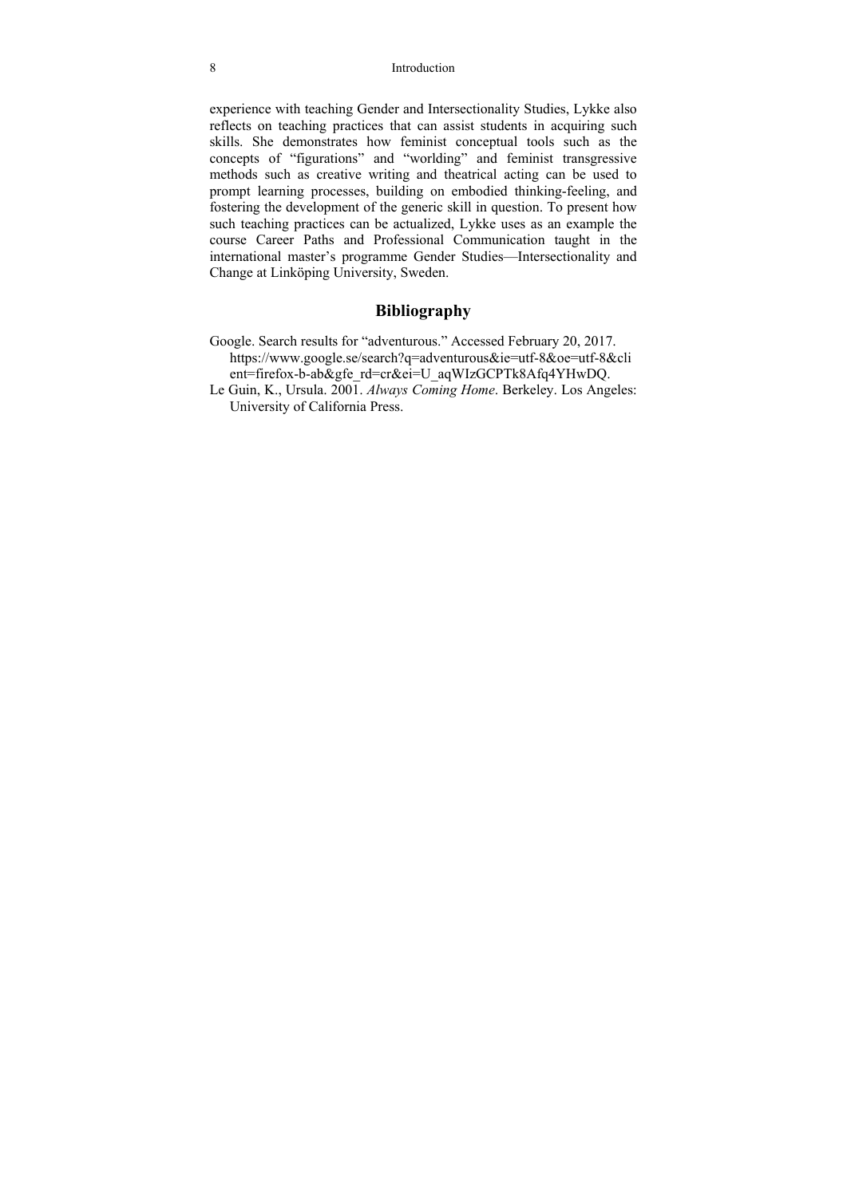experience with teaching Gender and Intersectionality Studies, Lykke also reflects on teaching practices that can assist students in acquiring such skills. She demonstrates how feminist conceptual tools such as the concepts of "figurations" and "worlding" and feminist transgressive methods such as creative writing and theatrical acting can be used to prompt learning processes, building on embodied thinking-feeling, and fostering the development of the generic skill in question. To present how such teaching practices can be actualized, Lykke uses as an example the course Career Paths and Professional Communication taught in the international master's programme Gender Studies—Intersectionality and Change at Linköping University, Sweden.

## Bibliography

Google. Search results for "adventurous." Accessed February 20, 2017. https://www.google.se/search?q=adventurous&ie=utf-8&oe=utf-8&client=firefox-b-ab&gfe_rd=cr&ei=U_aqWIzGCPTk8Afq4YHwDQ.

Le Guin, K., Ursula. 2001. *Always Coming Home*. Berkeley. Los Angeles: University of California Press.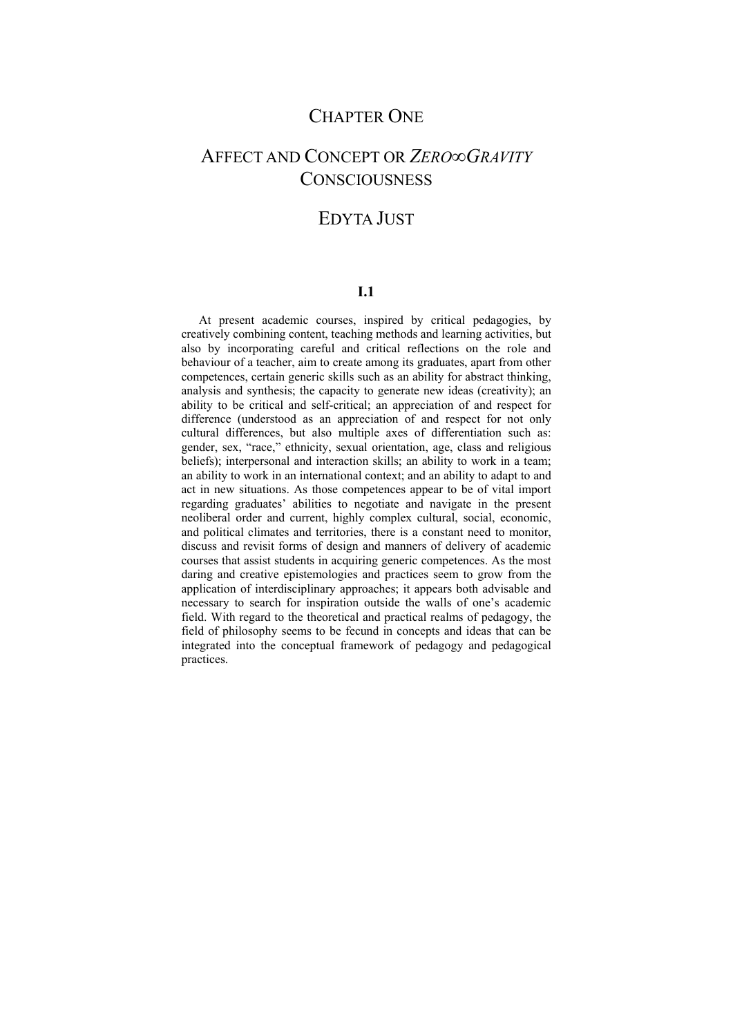# CHAPTER ONE

# AFFECT AND CONCEPT OR *ZERO∞GRAVITY* CONSCIOUSNESS

## EDYTA JUST

### I.1

At present academic courses, inspired by critical pedagogies, by creatively combining content, teaching methods and learning activities, but also by incorporating careful and critical reflections on the role and behaviour of a teacher, aim to create among its graduates, apart from other competences, certain generic skills such as an ability for abstract thinking, analysis and synthesis; the capacity to generate new ideas (creativity); an ability to be critical and self-critical; an appreciation of and respect for difference (understood as an appreciation of and respect for not only cultural differences, but also multiple axes of differentiation such as: gender, sex, "race," ethnicity, sexual orientation, age, class and religious beliefs); interpersonal and interaction skills; an ability to work in a team; an ability to work in an international context; and an ability to adapt to and act in new situations. As those competences appear to be of vital import regarding graduates' abilities to negotiate and navigate in the present neoliberal order and current, highly complex cultural, social, economic, and political climates and territories, there is a constant need to monitor, discuss and revisit forms of design and manners of delivery of academic courses that assist students in acquiring generic competences. As the most daring and creative epistemologies and practices seem to grow from the application of interdisciplinary approaches; it appears both advisable and necessary to search for inspiration outside the walls of one's academic field. With regard to the theoretical and practical realms of pedagogy, the field of philosophy seems to be fecund in concepts and ideas that can be integrated into the conceptual framework of pedagogy and pedagogical practices.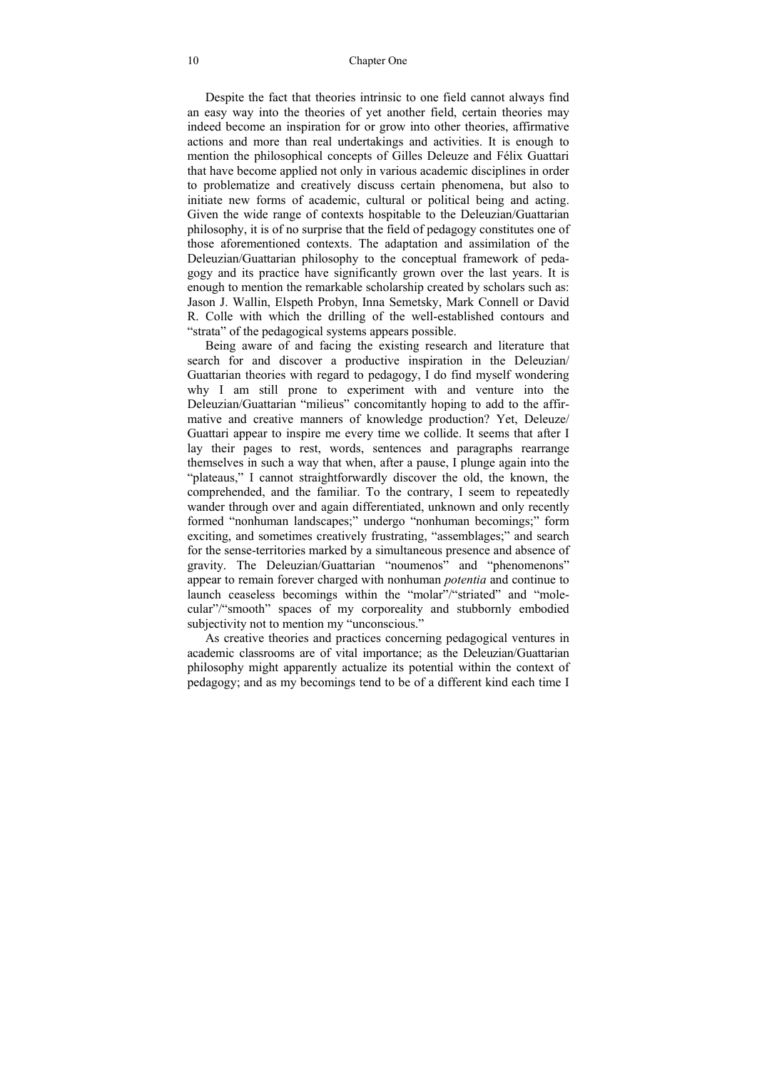Despite the fact that theories intrinsic to one field cannot always find an easy way into the theories of yet another field, certain theories may indeed become an inspiration for or grow into other theories, affirmative actions and more than real undertakings and activities. It is enough to mention the philosophical concepts of Gilles Deleuze and Félix Guattari that have become applied not only in various academic disciplines in order to problematize and creatively discuss certain phenomena, but also to initiate new forms of academic, cultural or political being and acting. Given the wide range of contexts hospitable to the Deleuzian/Guattarian philosophy, it is of no surprise that the field of pedagogy constitutes one of those aforementioned contexts. The adaptation and assimilation of the Deleuzian/Guattarian philosophy to the conceptual framework of pedagogy and its practice have significantly grown over the last years. It is enough to mention the remarkable scholarship created by scholars such as: Jason J. Wallin, Elspeth Probyn, Inna Semetsky, Mark Connell or David R. Colle with which the drilling of the well-established contours and "strata" of the pedagogical systems appears possible.

Being aware of and facing the existing research and literature that search for and discover a productive inspiration in the Deleuzian/Guattarian theories with regard to pedagogy, I do find myself wondering why I am still prone to experiment with and venture into the Deleuzian/Guattarian "milieus" concomitantly hoping to add to the affirmative and creative manners of knowledge production? Yet, Deleuze/Guattari appear to inspire me every time we collide. It seems that after I lay their pages to rest, words, sentences and paragraphs rearrange themselves in such a way that when, after a pause, I plunge again into the "plateaus," I cannot straightforwardly discover the old, the known, the comprehended, and the familiar. To the contrary, I seem to repeatedly wander through over and again differentiated, unknown and only recently formed "nonhuman landscapes;" undergo "nonhuman becomings;" form exciting, and sometimes creatively frustrating, "assemblages;" and search for the sense-territories marked by a simultaneous presence and absence of gravity. The Deleuzian/Guattarian "noumenos" and "phenomenons" appear to remain forever charged with nonhuman *potentia* and continue to launch ceaseless becomings within the "molar"/"striated" and "molecular"/"smooth" spaces of my corporeality and stubbornly embodied subjectivity not to mention my "unconscious."

As creative theories and practices concerning pedagogical ventures in academic classrooms are of vital importance; as the Deleuzian/Guattarian philosophy might apparently actualize its potential within the context of pedagogy; and as my becomings tend to be of a different kind each time I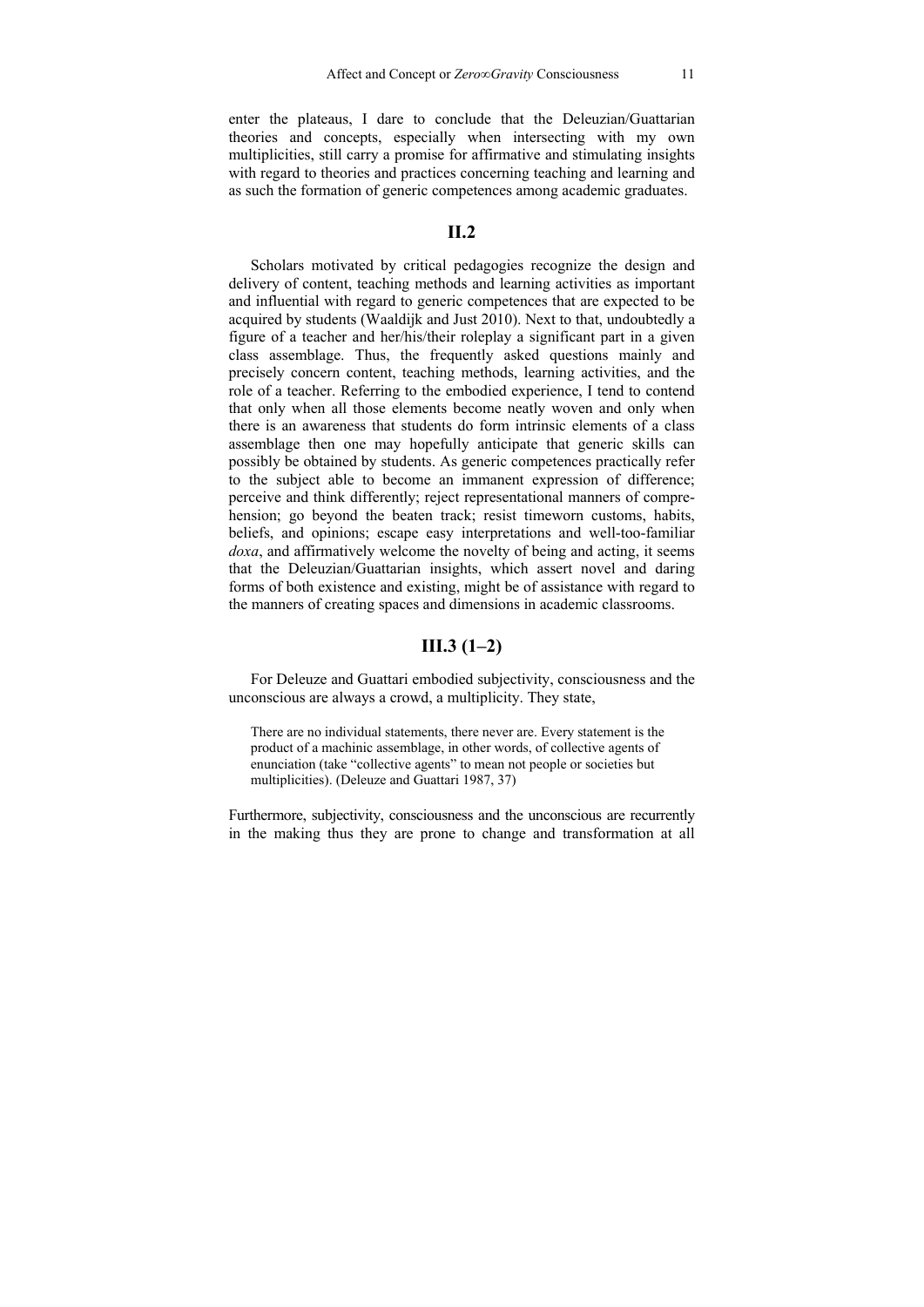enter the plateaus, I dare to conclude that the Deleuzian/Guattarian theories and concepts, especially when intersecting with my own multiplicities, still carry a promise for affirmative and stimulating insights with regard to theories and practices concerning teaching and learning and as such the formation of generic competences among academic graduates.

## II.2

Scholars motivated by critical pedagogies recognize the design and delivery of content, teaching methods and learning activities as important and influential with regard to generic competences that are expected to be acquired by students (Waaldijk and Just 2010). Next to that, undoubtedly a figure of a teacher and her/his/their roleplay a significant part in a given class assemblage. Thus, the frequently asked questions mainly and precisely concern content, teaching methods, learning activities, and the role of a teacher. Referring to the embodied experience, I tend to contend that only when all those elements become neatly woven and only when there is an awareness that students do form intrinsic elements of a class assemblage then one may hopefully anticipate that generic skills can possibly be obtained by students. As generic competences practically refer to the subject able to become an immanent expression of difference; perceive and think differently; reject representational manners of comprehension; go beyond the beaten track; resist timeworn customs, habits, beliefs, and opinions; escape easy interpretations and well-too-familiar *doxa*, and affirmatively welcome the novelty of being and acting, it seems that the Deleuzian/Guattarian insights, which assert novel and daring forms of both existence and existing, might be of assistance with regard to the manners of creating spaces and dimensions in academic classrooms.

## III.3 (1–2)

For Deleuze and Guattari embodied subjectivity, consciousness and the unconscious are always a crowd, a multiplicity. They state,

> There are no individual statements, there never are. Every statement is the product of a machinic assemblage, in other words, of collective agents of enunciation (take "collective agents" to mean not people or societies but multiplicities). (Deleuze and Guattari 1987, 37)

Furthermore, subjectivity, consciousness and the unconscious are recurrently in the making thus they are prone to change and transformation at all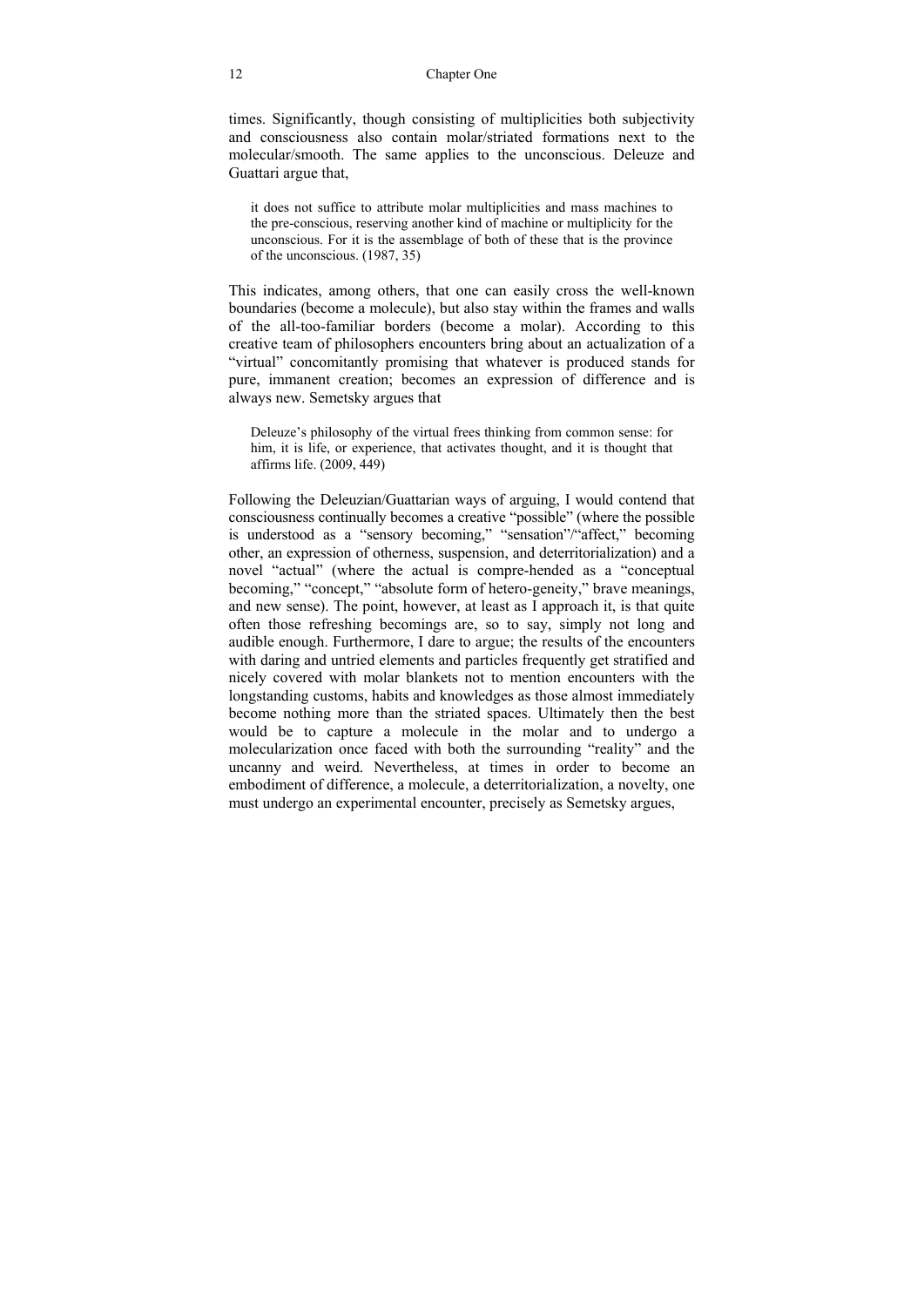times. Significantly, though consisting of multiplicities both subjectivity and consciousness also contain molar/striated formations next to the molecular/smooth. The same applies to the unconscious. Deleuze and Guattari argue that,

> it does not suffice to attribute molar multiplicities and mass machines to the pre-conscious, reserving another kind of machine or multiplicity for the unconscious. For it is the assemblage of both of these that is the province of the unconscious. (1987, 35)

This indicates, among others, that one can easily cross the well-known boundaries (become a molecule), but also stay within the frames and walls of the all-too-familiar borders (become a molar). According to this creative team of philosophers encounters bring about an actualization of a "virtual" concomitantly promising that whatever is produced stands for pure, immanent creation; becomes an expression of difference and is always new. Semetsky argues that

> Deleuze's philosophy of the virtual frees thinking from common sense: for him, it is life, or experience, that activates thought, and it is thought that affirms life. (2009, 449)

Following the Deleuzian/Guattarian ways of arguing, I would contend that consciousness continually becomes a creative "possible" (where the possible is understood as a "sensory becoming," "sensation"/"affect," becoming other, an expression of otherness, suspension, and deterritorialization) and a novel "actual" (where the actual is compre-hended as a "conceptual becoming," "concept," "absolute form of hetero-geneity," brave meanings, and new sense). The point, however, at least as I approach it, is that quite often those refreshing becomings are, so to say, simply not long and audible enough. Furthermore, I dare to argue; the results of the encounters with daring and untried elements and particles frequently get stratified and nicely covered with molar blankets not to mention encounters with the longstanding customs, habits and knowledges as those almost immediately become nothing more than the striated spaces. Ultimately then the best would be to capture a molecule in the molar and to undergo a molecularization once faced with both the surrounding "reality" and the uncanny and weird. Nevertheless, at times in order to become an embodiment of difference, a molecule, a deterritorialization, a novelty, one must undergo an experimental encounter, precisely as Semetsky argues,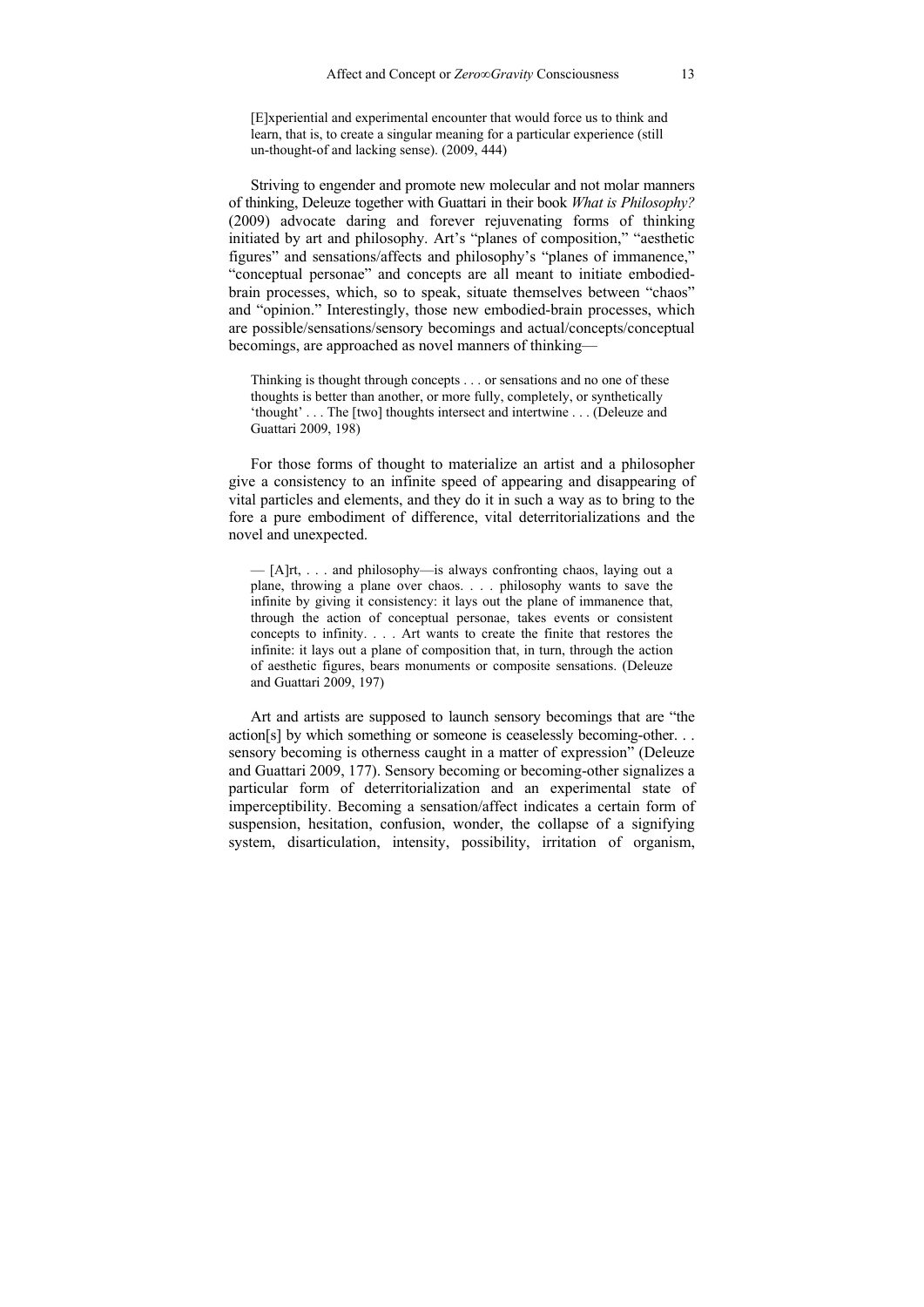> [E]xperiential and experimental encounter that would force us to think and learn, that is, to create a singular meaning for a particular experience (still un-thought-of and lacking sense). (2009, 444)

Striving to engender and promote new molecular and not molar manners of thinking, Deleuze together with Guattari in their book *What is Philosophy?* (2009) advocate daring and forever rejuvenating forms of thinking initiated by art and philosophy. Art's "planes of composition," "aesthetic figures" and sensations/affects and philosophy's "planes of immanence," "conceptual personae" and concepts are all meant to initiate embodied-brain processes, which, so to speak, situate themselves between "chaos" and "opinion." Interestingly, those new embodied-brain processes, which are possible/sensations/sensory becomings and actual/concepts/conceptual becomings, are approached as novel manners of thinking—

> Thinking is thought through concepts . . . or sensations and no one of these thoughts is better than another, or more fully, completely, or synthetically 'thought' . . . The [two] thoughts intersect and intertwine . . . (Deleuze and Guattari 2009, 198)

For those forms of thought to materialize an artist and a philosopher give a consistency to an infinite speed of appearing and disappearing of vital particles and elements, and they do it in such a way as to bring to the fore a pure embodiment of difference, vital deterritorializations and the novel and unexpected.

> — [A]rt, . . . and philosophy—is always confronting chaos, laying out a plane, throwing a plane over chaos. . . . philosophy wants to save the infinite by giving it consistency: it lays out the plane of immanence that, through the action of conceptual personae, takes events or consistent concepts to infinity. . . . Art wants to create the finite that restores the infinite: it lays out a plane of composition that, in turn, through the action of aesthetic figures, bears monuments or composite sensations. (Deleuze and Guattari 2009, 197)

Art and artists are supposed to launch sensory becomings that are "the action[s] by which something or someone is ceaselessly becoming-other. . . sensory becoming is otherness caught in a matter of expression" (Deleuze and Guattari 2009, 177). Sensory becoming or becoming-other signalizes a particular form of deterritorialization and an experimental state of imperceptibility. Becoming a sensation/affect indicates a certain form of suspension, hesitation, confusion, wonder, the collapse of a signifying system, disarticulation, intensity, possibility, irritation of organism,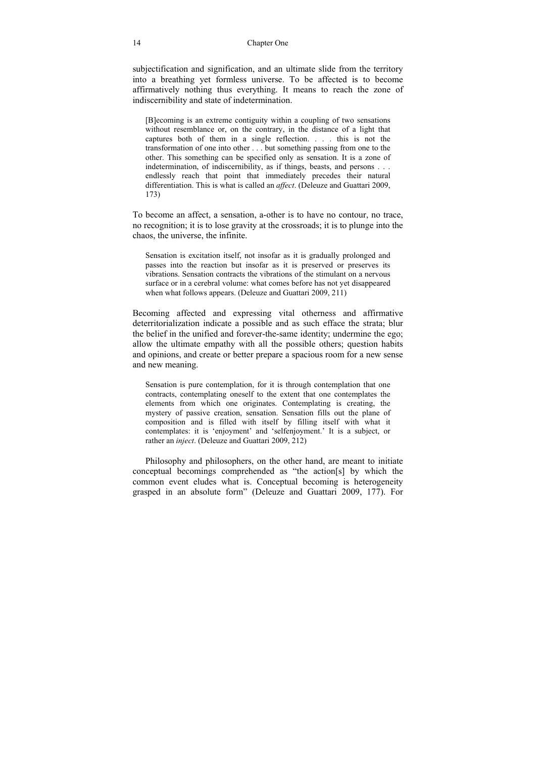subjectification and signification, and an ultimate slide from the territory into a breathing yet formless universe. To be affected is to become affirmatively nothing thus everything. It means to reach the zone of indiscernibility and state of indetermination.

> [B]ecoming is an extreme contiguity within a coupling of two sensations without resemblance or, on the contrary, in the distance of a light that captures both of them in a single reflection. . . . this is not the transformation of one into other . . . but something passing from one to the other. This something can be specified only as sensation. It is a zone of indetermination, of indiscernibility, as if things, beasts, and persons . . . endlessly reach that point that immediately precedes their natural differentiation. This is what is called an *affect*. (Deleuze and Guattari 2009, 173)

To become an affect, a sensation, a-other is to have no contour, no trace, no recognition; it is to lose gravity at the crossroads; it is to plunge into the chaos, the universe, the infinite.

> Sensation is excitation itself, not insofar as it is gradually prolonged and passes into the reaction but insofar as it is preserved or preserves its vibrations. Sensation contracts the vibrations of the stimulant on a nervous surface or in a cerebral volume: what comes before has not yet disappeared when what follows appears. (Deleuze and Guattari 2009, 211)

Becoming affected and expressing vital otherness and affirmative deterritorialization indicate a possible and as such efface the strata; blur the belief in the unified and forever-the-same identity; undermine the ego; allow the ultimate empathy with all the possible others; question habits and opinions, and create or better prepare a spacious room for a new sense and new meaning.

> Sensation is pure contemplation, for it is through contemplation that one contracts, contemplating oneself to the extent that one contemplates the elements from which one originates. Contemplating is creating, the mystery of passive creation, sensation. Sensation fills out the plane of composition and is filled with itself by filling itself with what it contemplates: it is 'enjoyment' and 'selfenjoyment.' It is a subject, or rather an *inject*. (Deleuze and Guattari 2009, 212)

Philosophy and philosophers, on the other hand, are meant to initiate conceptual becomings comprehended as "the action[s] by which the common event eludes what is. Conceptual becoming is heterogeneity grasped in an absolute form" (Deleuze and Guattari 2009, 177). For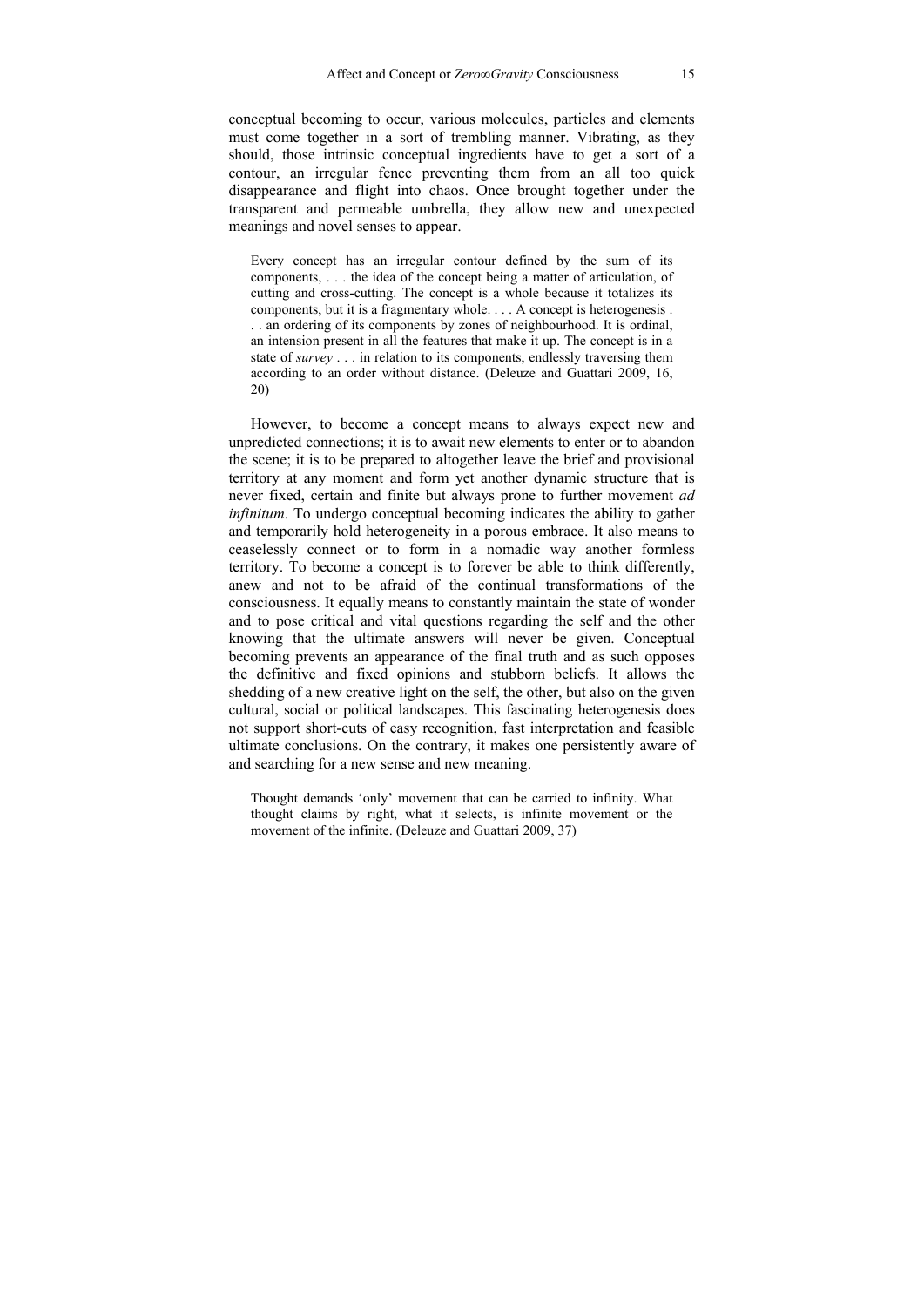conceptual becoming to occur, various molecules, particles and elements must come together in a sort of trembling manner. Vibrating, as they should, those intrinsic conceptual ingredients have to get a sort of a contour, an irregular fence preventing them from an all too quick disappearance and flight into chaos. Once brought together under the transparent and permeable umbrella, they allow new and unexpected meanings and novel senses to appear.

> Every concept has an irregular contour defined by the sum of its components, . . . the idea of the concept being a matter of articulation, of cutting and cross-cutting. The concept is a whole because it totalizes its components, but it is a fragmentary whole. . . . A concept is heterogenesis . . . an ordering of its components by zones of neighbourhood. It is ordinal, an intension present in all the features that make it up. The concept is in a state of *survey* . . . in relation to its components, endlessly traversing them according to an order without distance. (Deleuze and Guattari 2009, 16, 20)

However, to become a concept means to always expect new and unpredicted connections; it is to await new elements to enter or to abandon the scene; it is to be prepared to altogether leave the brief and provisional territory at any moment and form yet another dynamic structure that is never fixed, certain and finite but always prone to further movement *ad infinitum*. To undergo conceptual becoming indicates the ability to gather and temporarily hold heterogeneity in a porous embrace. It also means to ceaselessly connect or to form in a nomadic way another formless territory. To become a concept is to forever be able to think differently, anew and not to be afraid of the continual transformations of the consciousness. It equally means to constantly maintain the state of wonder and to pose critical and vital questions regarding the self and the other knowing that the ultimate answers will never be given. Conceptual becoming prevents an appearance of the final truth and as such opposes the definitive and fixed opinions and stubborn beliefs. It allows the shedding of a new creative light on the self, the other, but also on the given cultural, social or political landscapes. This fascinating heterogenesis does not support short-cuts of easy recognition, fast interpretation and feasible ultimate conclusions. On the contrary, it makes one persistently aware of and searching for a new sense and new meaning.

> Thought demands 'only' movement that can be carried to infinity. What thought claims by right, what it selects, is infinite movement or the movement of the infinite. (Deleuze and Guattari 2009, 37)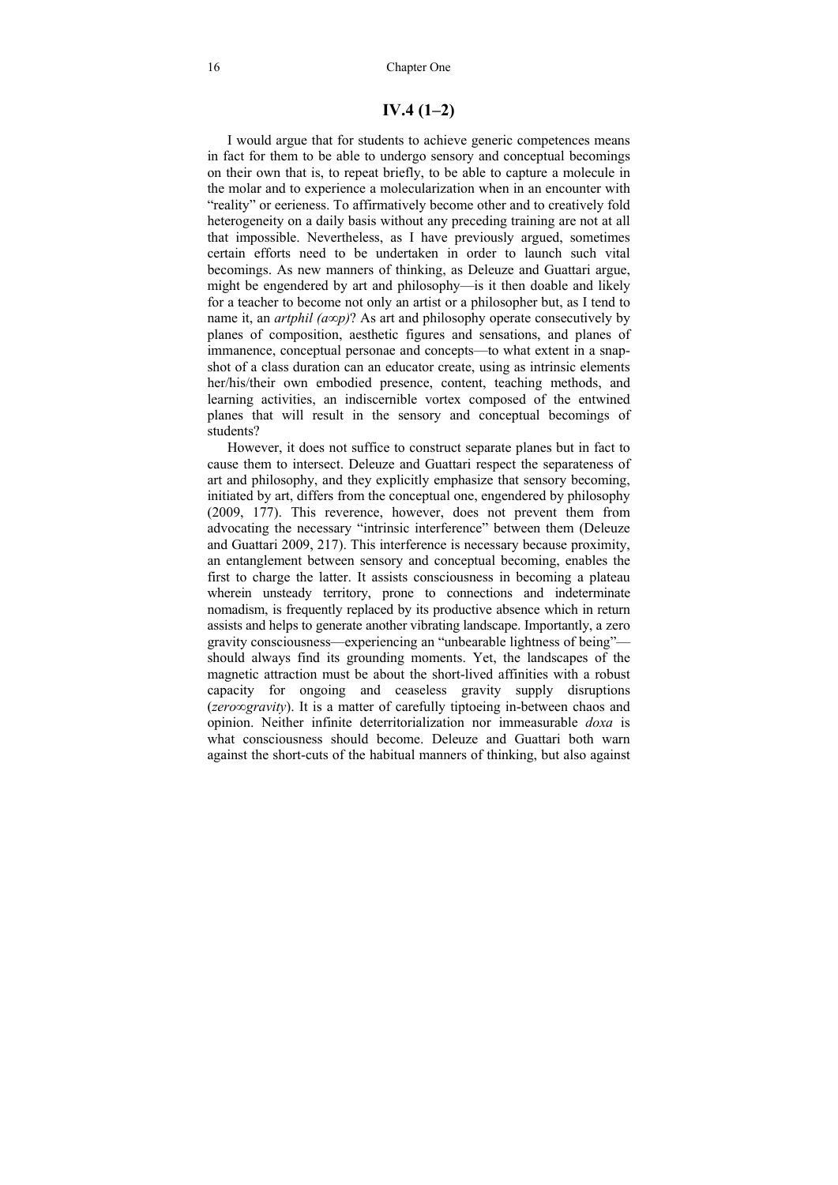## IV.4 (1–2)

I would argue that for students to achieve generic competences means in fact for them to be able to undergo sensory and conceptual becomings on their own that is, to repeat briefly, to be able to capture a molecule in the molar and to experience a molecularization when in an encounter with "reality" or eerieness. To affirmatively become other and to creatively fold heterogeneity on a daily basis without any preceding training are not at all that impossible. Nevertheless, as I have previously argued, sometimes certain efforts need to be undertaken in order to launch such vital becomings. As new manners of thinking, as Deleuze and Guattari argue, might be engendered by art and philosophy—is it then doable and likely for a teacher to become not only an artist or a philosopher but, as I tend to name it, an *artphil (a∞p)*? As art and philosophy operate consecutively by planes of composition, aesthetic figures and sensations, and planes of immanence, conceptual personae and concepts—to what extent in a snap-shot of a class duration can an educator create, using as intrinsic elements her/his/their own embodied presence, content, teaching methods, and learning activities, an indiscernible vortex composed of the entwined planes that will result in the sensory and conceptual becomings of students?

However, it does not suffice to construct separate planes but in fact to cause them to intersect. Deleuze and Guattari respect the separateness of art and philosophy, and they explicitly emphasize that sensory becoming, initiated by art, differs from the conceptual one, engendered by philosophy (2009, 177). This reverence, however, does not prevent them from advocating the necessary "intrinsic interference" between them (Deleuze and Guattari 2009, 217). This interference is necessary because proximity, an entanglement between sensory and conceptual becoming, enables the first to charge the latter. It assists consciousness in becoming a plateau wherein unsteady territory, prone to connections and indeterminate nomadism, is frequently replaced by its productive absence which in return assists and helps to generate another vibrating landscape. Importantly, a zero gravity consciousness—experiencing an "unbearable lightness of being"—should always find its grounding moments. Yet, the landscapes of the magnetic attraction must be about the short-lived affinities with a robust capacity for ongoing and ceaseless gravity supply disruptions (*zero∞gravity*). It is a matter of carefully tiptoeing in-between chaos and opinion. Neither infinite deterritorialization nor immeasurable *doxa* is what consciousness should become. Deleuze and Guattari both warn against the short-cuts of the habitual manners of thinking, but also against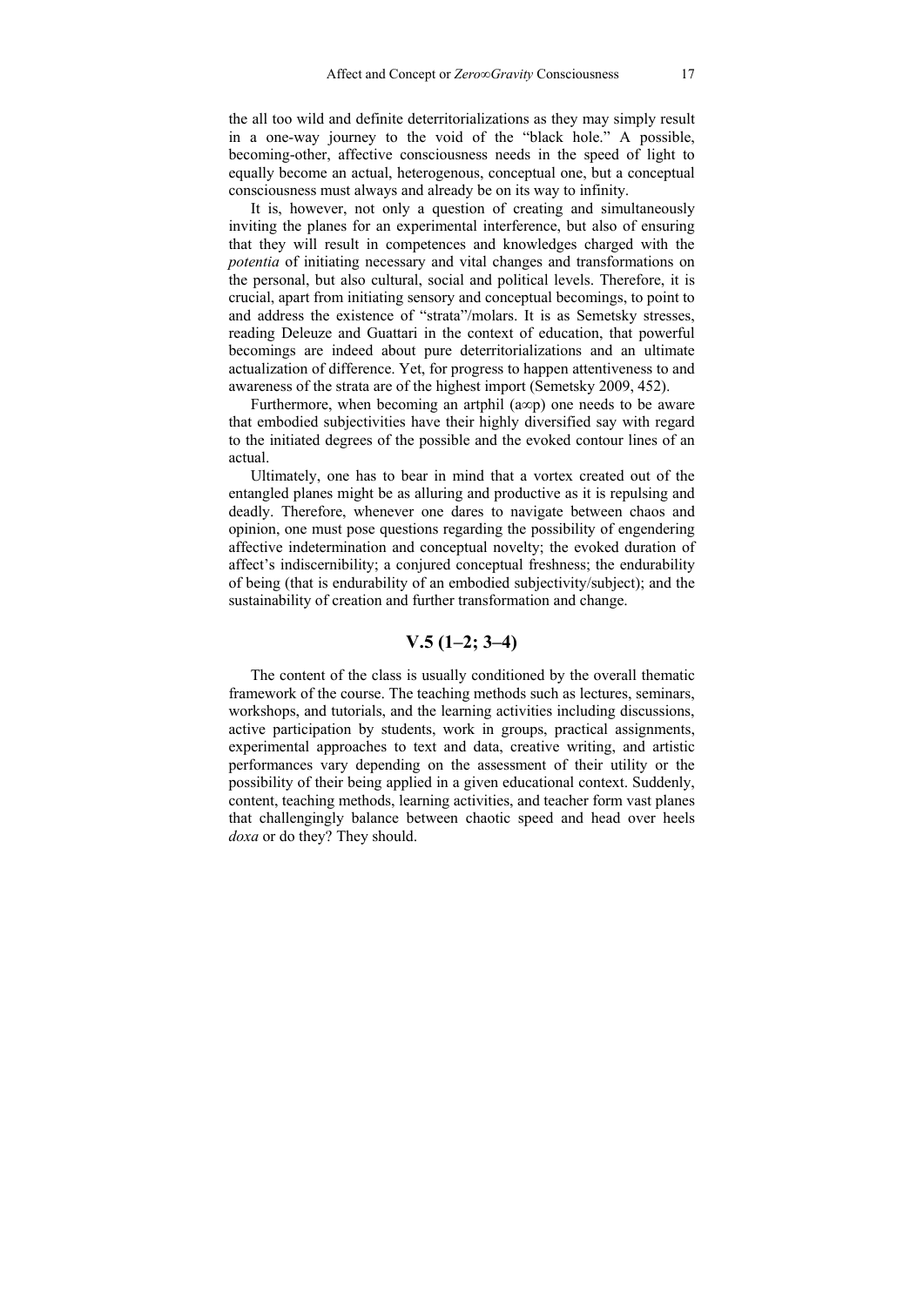the all too wild and definite deterritorializations as they may simply result in a one-way journey to the void of the "black hole." A possible, becoming-other, affective consciousness needs in the speed of light to equally become an actual, heterogenous, conceptual one, but a conceptual consciousness must always and already be on its way to infinity.

It is, however, not only a question of creating and simultaneously inviting the planes for an experimental interference, but also of ensuring that they will result in competences and knowledges charged with the *potentia* of initiating necessary and vital changes and transformations on the personal, but also cultural, social and political levels. Therefore, it is crucial, apart from initiating sensory and conceptual becomings, to point to and address the existence of "strata"/molars. It is as Semetsky stresses, reading Deleuze and Guattari in the context of education, that powerful becomings are indeed about pure deterritorializations and an ultimate actualization of difference. Yet, for progress to happen attentiveness to and awareness of the strata are of the highest import (Semetsky 2009, 452).

Furthermore, when becoming an artphil (a∞p) one needs to be aware that embodied subjectivities have their highly diversified say with regard to the initiated degrees of the possible and the evoked contour lines of an actual.

Ultimately, one has to bear in mind that a vortex created out of the entangled planes might be as alluring and productive as it is repulsing and deadly. Therefore, whenever one dares to navigate between chaos and opinion, one must pose questions regarding the possibility of engendering affective indetermination and conceptual novelty; the evoked duration of affect's indiscernibility; a conjured conceptual freshness; the endurability of being (that is endurability of an embodied subjectivity/subject); and the sustainability of creation and further transformation and change.

## V.5 (1–2; 3–4)

The content of the class is usually conditioned by the overall thematic framework of the course. The teaching methods such as lectures, seminars, workshops, and tutorials, and the learning activities including discussions, active participation by students, work in groups, practical assignments, experimental approaches to text and data, creative writing, and artistic performances vary depending on the assessment of their utility or the possibility of their being applied in a given educational context. Suddenly, content, teaching methods, learning activities, and teacher form vast planes that challengingly balance between chaotic speed and head over heels *doxa* or do they? They should.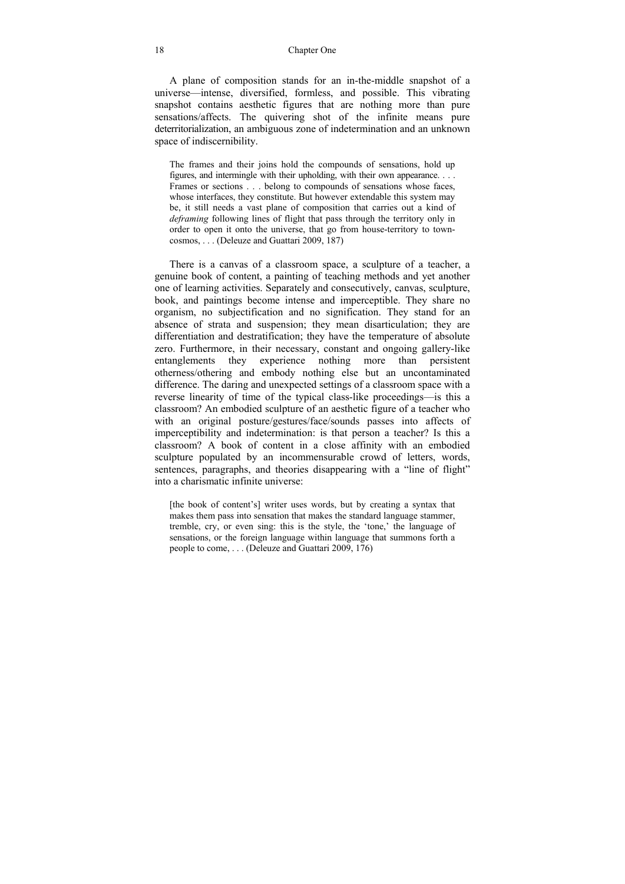A plane of composition stands for an in-the-middle snapshot of a universe—intense, diversified, formless, and possible. This vibrating snapshot contains aesthetic figures that are nothing more than pure sensations/affects. The quivering shot of the infinite means pure deterritorialization, an ambiguous zone of indetermination and an unknown space of indiscernibility.

> The frames and their joins hold the compounds of sensations, hold up figures, and intermingle with their upholding, with their own appearance. . . . Frames or sections . . . belong to compounds of sensations whose faces, whose interfaces, they constitute. But however extendable this system may be, it still needs a vast plane of composition that carries out a kind of *deframing* following lines of flight that pass through the territory only in order to open it onto the universe, that go from house-territory to town-cosmos, . . . (Deleuze and Guattari 2009, 187)

There is a canvas of a classroom space, a sculpture of a teacher, a genuine book of content, a painting of teaching methods and yet another one of learning activities. Separately and consecutively, canvas, sculpture, book, and paintings become intense and imperceptible. They share no organism, no subjectification and no signification. They stand for an absence of strata and suspension; they mean disarticulation; they are differentiation and destratification; they have the temperature of absolute zero. Furthermore, in their necessary, constant and ongoing gallery-like entanglements they experience nothing more than persistent otherness/othering and embody nothing else but an uncontaminated difference. The daring and unexpected settings of a classroom space with a reverse linearity of time of the typical class-like proceedings—is this a classroom? An embodied sculpture of an aesthetic figure of a teacher who with an original posture/gestures/face/sounds passes into affects of imperceptibility and indetermination: is that person a teacher? Is this a classroom? A book of content in a close affinity with an embodied sculpture populated by an incommensurable crowd of letters, words, sentences, paragraphs, and theories disappearing with a "line of flight" into a charismatic infinite universe:

> [the book of content's] writer uses words, but by creating a syntax that makes them pass into sensation that makes the standard language stammer, tremble, cry, or even sing: this is the style, the 'tone,' the language of sensations, or the foreign language within language that summons forth a people to come, . . . (Deleuze and Guattari 2009, 176)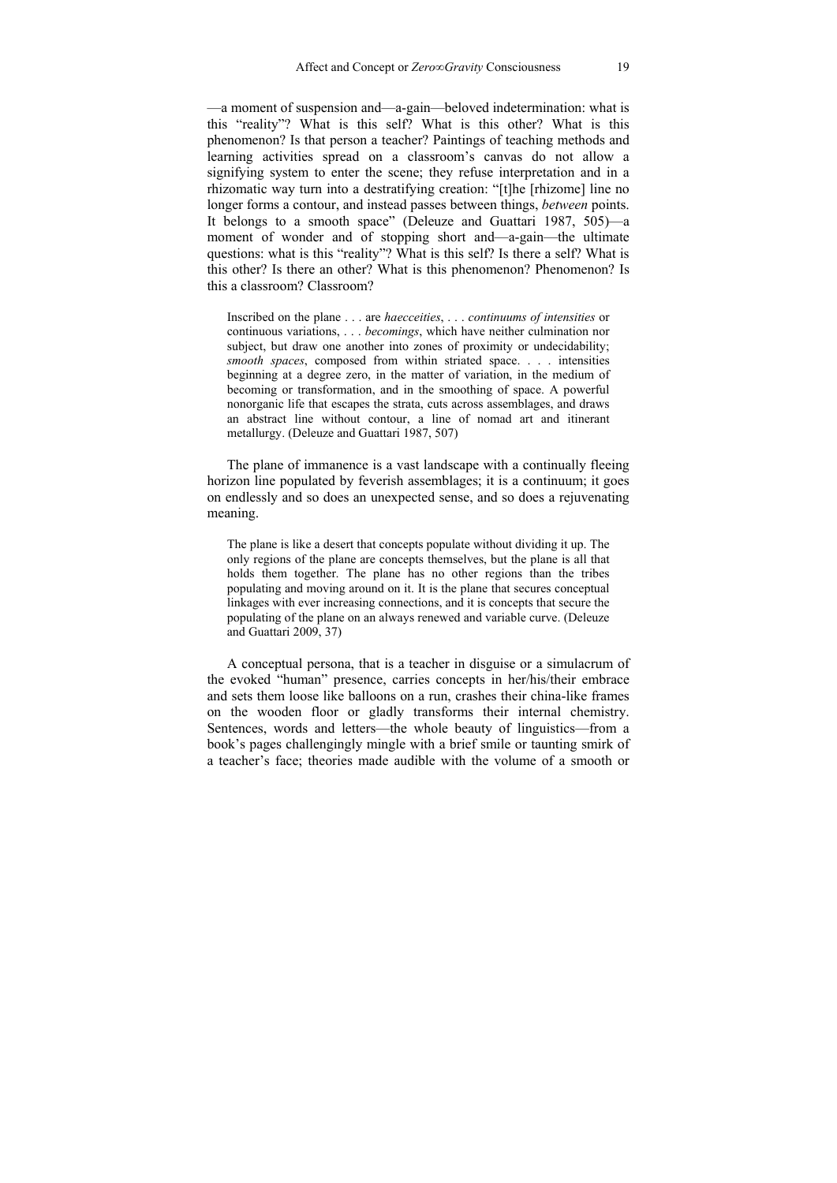—a moment of suspension and—a-gain—beloved indetermination: what is this "reality"? What is this self? What is this other? What is this phenomenon? Is that person a teacher? Paintings of teaching methods and learning activities spread on a classroom's canvas do not allow a signifying system to enter the scene; they refuse interpretation and in a rhizomatic way turn into a destratifying creation: "[t]he [rhizome] line no longer forms a contour, and instead passes between things, *between* points. It belongs to a smooth space" (Deleuze and Guattari 1987, 505)—a moment of wonder and of stopping short and—a-gain—the ultimate questions: what is this "reality"? What is this self? Is there a self? What is this other? Is there an other? What is this phenomenon? Phenomenon? Is this a classroom? Classroom?

> Inscribed on the plane . . . are *haecceities*, . . . *continuums of intensities* or continuous variations, . . . *becomings*, which have neither culmination nor subject, but draw one another into zones of proximity or undecidability; *smooth spaces*, composed from within striated space. . . . intensities beginning at a degree zero, in the matter of variation, in the medium of becoming or transformation, and in the smoothing of space. A powerful nonorganic life that escapes the strata, cuts across assemblages, and draws an abstract line without contour, a line of nomad art and itinerant metallurgy. (Deleuze and Guattari 1987, 507)

The plane of immanence is a vast landscape with a continually fleeing horizon line populated by feverish assemblages; it is a continuum; it goes on endlessly and so does an unexpected sense, and so does a rejuvenating meaning.

> The plane is like a desert that concepts populate without dividing it up. The only regions of the plane are concepts themselves, but the plane is all that holds them together. The plane has no other regions than the tribes populating and moving around on it. It is the plane that secures conceptual linkages with ever increasing connections, and it is concepts that secure the populating of the plane on an always renewed and variable curve. (Deleuze and Guattari 2009, 37)

A conceptual persona, that is a teacher in disguise or a simulacrum of the evoked "human" presence, carries concepts in her/his/their embrace and sets them loose like balloons on a run, crashes their china-like frames on the wooden floor or gladly transforms their internal chemistry. Sentences, words and letters—the whole beauty of linguistics—from a book's pages challengingly mingle with a brief smile or taunting smirk of a teacher's face; theories made audible with the volume of a smooth or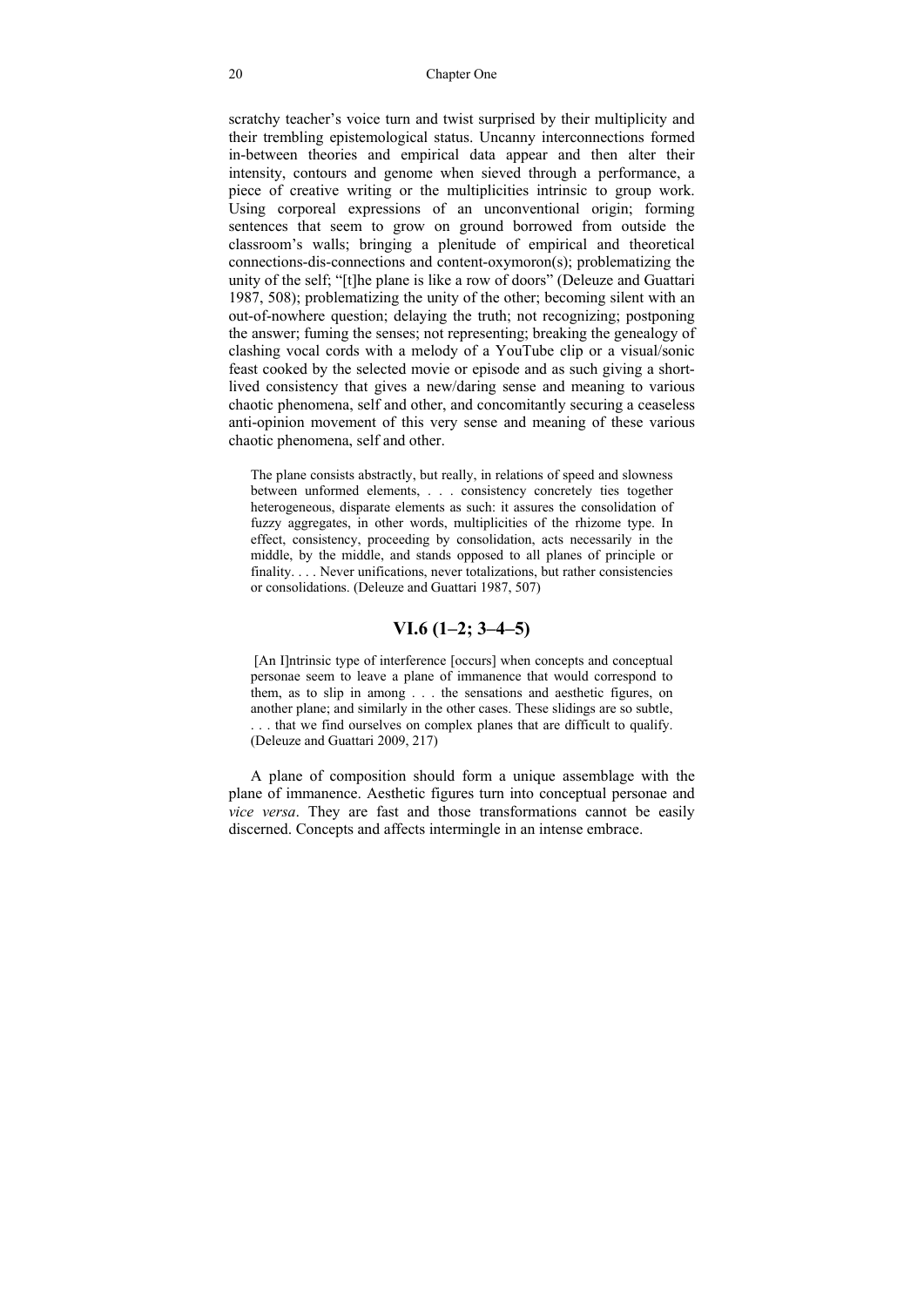scratchy teacher's voice turn and twist surprised by their multiplicity and their trembling epistemological status. Uncanny interconnections formed in-between theories and empirical data appear and then alter their intensity, contours and genome when sieved through a performance, a piece of creative writing or the multiplicities intrinsic to group work. Using corporeal expressions of an unconventional origin; forming sentences that seem to grow on ground borrowed from outside the classroom's walls; bringing a plenitude of empirical and theoretical connections-dis-connections and content-oxymoron(s); problematizing the unity of the self; "[t]he plane is like a row of doors" (Deleuze and Guattari 1987, 508); problematizing the unity of the other; becoming silent with an out-of-nowhere question; delaying the truth; not recognizing; postponing the answer; fuming the senses; not representing; breaking the genealogy of clashing vocal cords with a melody of a YouTube clip or a visual/sonic feast cooked by the selected movie or episode and as such giving a short-lived consistency that gives a new/daring sense and meaning to various chaotic phenomena, self and other, and concomitantly securing a ceaseless anti-opinion movement of this very sense and meaning of these various chaotic phenomena, self and other.

> The plane consists abstractly, but really, in relations of speed and slowness between unformed elements, . . . consistency concretely ties together heterogeneous, disparate elements as such: it assures the consolidation of fuzzy aggregates, in other words, multiplicities of the rhizome type. In effect, consistency, proceeding by consolidation, acts necessarily in the middle, by the middle, and stands opposed to all planes of principle or finality. . . . Never unifications, never totalizations, but rather consistencies or consolidations. (Deleuze and Guattari 1987, 507)

## VI.6 (1–2; 3–4–5)

> [An I]ntrinsic type of interference [occurs] when concepts and conceptual personae seem to leave a plane of immanence that would correspond to them, as to slip in among . . . the sensations and aesthetic figures, on another plane; and similarly in the other cases. These slidings are so subtle, . . . that we find ourselves on complex planes that are difficult to qualify. (Deleuze and Guattari 2009, 217)

A plane of composition should form a unique assemblage with the plane of immanence. Aesthetic figures turn into conceptual personae and *vice versa*. They are fast and those transformations cannot be easily discerned. Concepts and affects intermingle in an intense embrace.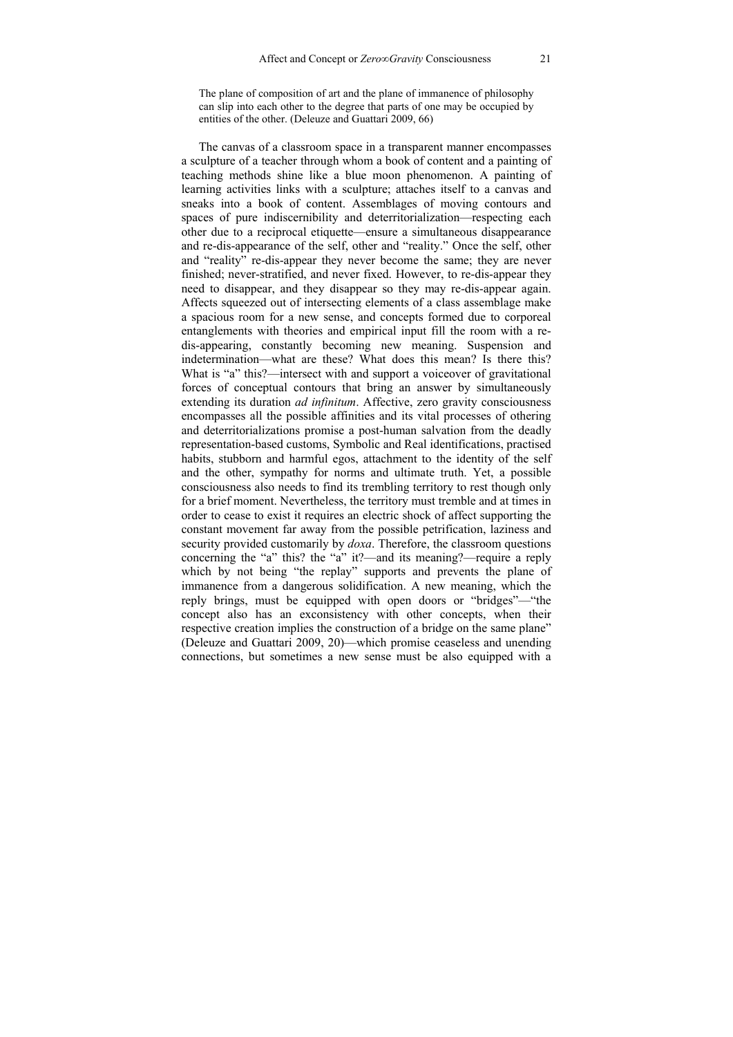> The plane of composition of art and the plane of immanence of philosophy can slip into each other to the degree that parts of one may be occupied by entities of the other. (Deleuze and Guattari 2009, 66)

The canvas of a classroom space in a transparent manner encompasses a sculpture of a teacher through whom a book of content and a painting of teaching methods shine like a blue moon phenomenon. A painting of learning activities links with a sculpture; attaches itself to a canvas and sneaks into a book of content. Assemblages of moving contours and spaces of pure indiscernibility and deterritorialization—respecting each other due to a reciprocal etiquette—ensure a simultaneous disappearance and re-dis-appearance of the self, other and "reality." Once the self, other and "reality" re-dis-appear they never become the same; they are never finished; never-stratified, and never fixed. However, to re-dis-appear they need to disappear, and they disappear so they may re-dis-appear again. Affects squeezed out of intersecting elements of a class assemblage make a spacious room for a new sense, and concepts formed due to corporeal entanglements with theories and empirical input fill the room with a re-dis-appearing, constantly becoming new meaning. Suspension and indetermination—what are these? What does this mean? Is there this? What is "a" this?—intersect with and support a voiceover of gravitational forces of conceptual contours that bring an answer by simultaneously extending its duration *ad infinitum*. Affective, zero gravity consciousness encompasses all the possible affinities and its vital processes of othering and deterritorializations promise a post-human salvation from the deadly representation-based customs, Symbolic and Real identifications, practised habits, stubborn and harmful egos, attachment to the identity of the self and the other, sympathy for norms and ultimate truth. Yet, a possible consciousness also needs to find its trembling territory to rest though only for a brief moment. Nevertheless, the territory must tremble and at times in order to cease to exist it requires an electric shock of affect supporting the constant movement far away from the possible petrification, laziness and security provided customarily by *doxa*. Therefore, the classroom questions concerning the "a" this? the "a" it?—and its meaning?—require a reply which by not being "the replay" supports and prevents the plane of immanence from a dangerous solidification. A new meaning, which the reply brings, must be equipped with open doors or "bridges"—"the concept also has an exconsistency with other concepts, when their respective creation implies the construction of a bridge on the same plane" (Deleuze and Guattari 2009, 20)—which promise ceaseless and unending connections, but sometimes a new sense must be also equipped with a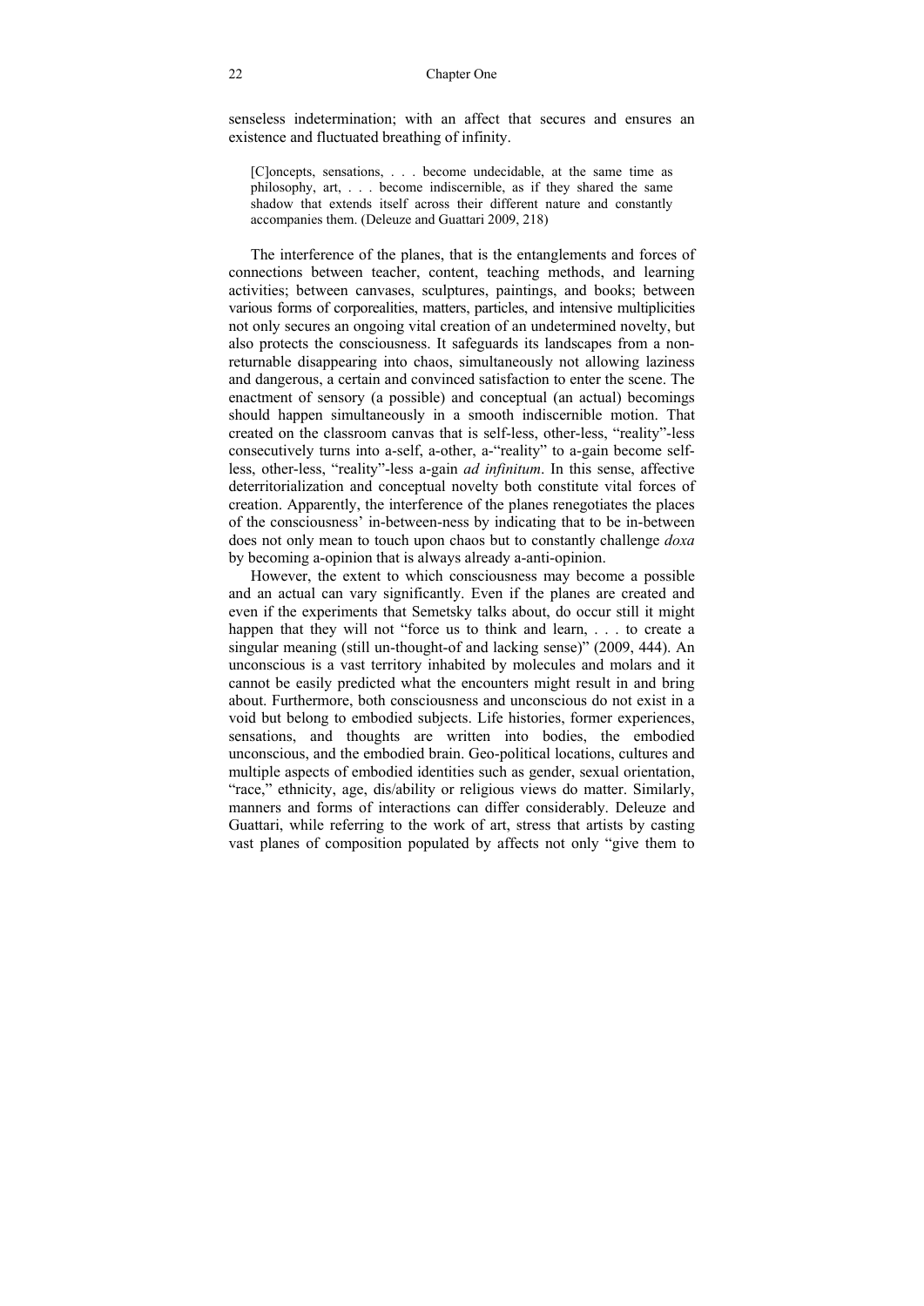senseless indetermination; with an affect that secures and ensures an existence and fluctuated breathing of infinity.

> [C]oncepts, sensations, . . . become undecidable, at the same time as philosophy, art, . . . become indiscernible, as if they shared the same shadow that extends itself across their different nature and constantly accompanies them. (Deleuze and Guattari 2009, 218)

The interference of the planes, that is the entanglements and forces of connections between teacher, content, teaching methods, and learning activities; between canvases, sculptures, paintings, and books; between various forms of corporealities, matters, particles, and intensive multiplicities not only secures an ongoing vital creation of an undetermined novelty, but also protects the consciousness. It safeguards its landscapes from a non-returnable disappearing into chaos, simultaneously not allowing laziness and dangerous, a certain and convinced satisfaction to enter the scene. The enactment of sensory (a possible) and conceptual (an actual) becomings should happen simultaneously in a smooth indiscernible motion. That created on the classroom canvas that is self-less, other-less, "reality"-less consecutively turns into a-self, a-other, a-"reality" to a-gain become self-less, other-less, "reality"-less a-gain *ad infinitum*. In this sense, affective deterritorialization and conceptual novelty both constitute vital forces of creation. Apparently, the interference of the planes renegotiates the places of the consciousness' in-between-ness by indicating that to be in-between does not only mean to touch upon chaos but to constantly challenge *doxa* by becoming a-opinion that is always already a-anti-opinion.

However, the extent to which consciousness may become a possible and an actual can vary significantly. Even if the planes are created and even if the experiments that Semetsky talks about, do occur still it might happen that they will not "force us to think and learn, . . . to create a singular meaning (still un-thought-of and lacking sense)" (2009, 444). An unconscious is a vast territory inhabited by molecules and molars and it cannot be easily predicted what the encounters might result in and bring about. Furthermore, both consciousness and unconscious do not exist in a void but belong to embodied subjects. Life histories, former experiences, sensations, and thoughts are written into bodies, the embodied unconscious, and the embodied brain. Geo-political locations, cultures and multiple aspects of embodied identities such as gender, sexual orientation, "race," ethnicity, age, dis/ability or religious views do matter. Similarly, manners and forms of interactions can differ considerably. Deleuze and Guattari, while referring to the work of art, stress that artists by casting vast planes of composition populated by affects not only "give them to